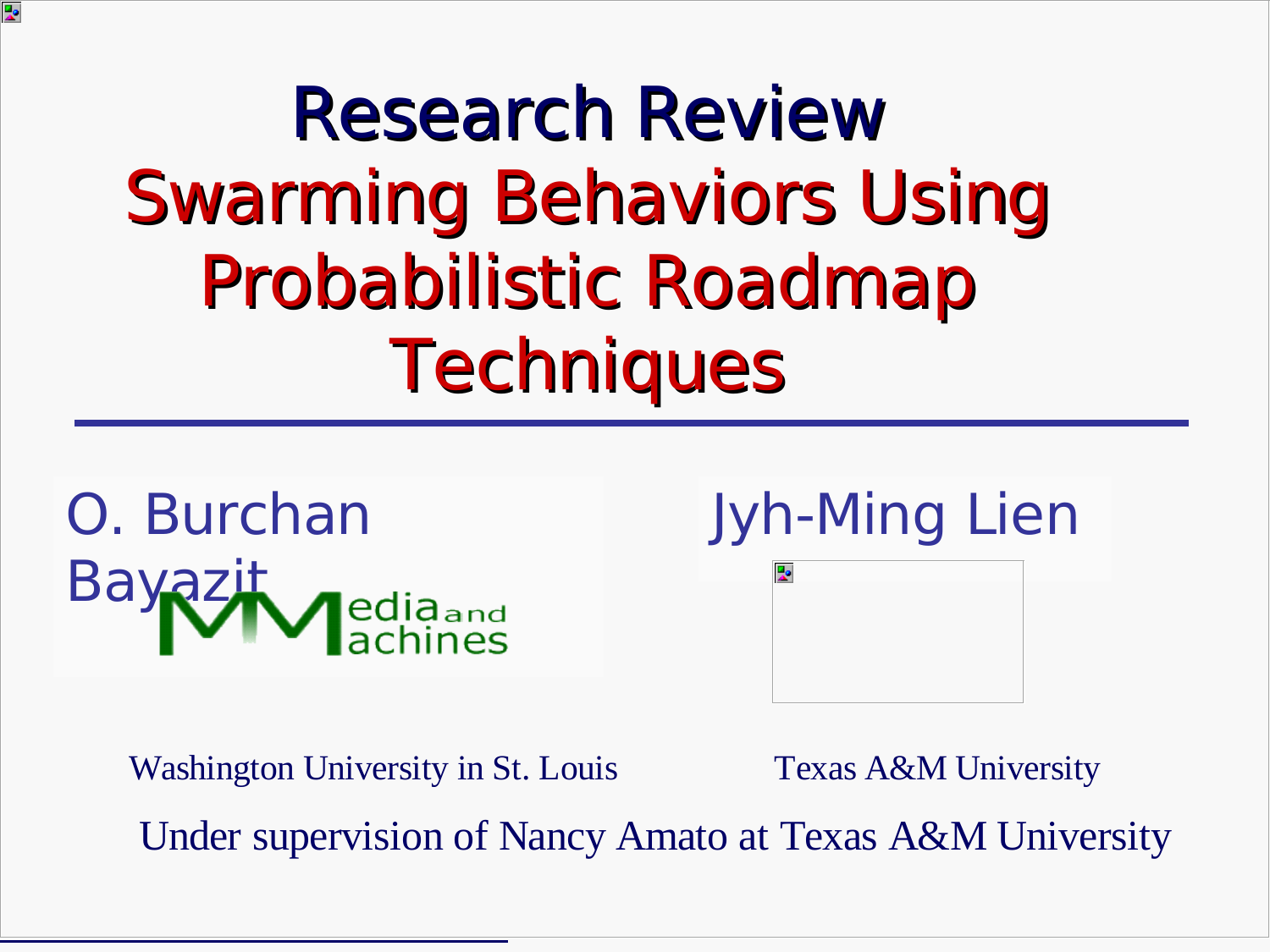# Research Review

# Swarming Behaviors Using Probabilistic Roadmap Techniques

O. Burchan Bayazit

Jyh-Ming Lien

Media and Machines

Washington University in St. Louis

Texas A&M University

Under supervision of Nancy Amato at Texas A&M University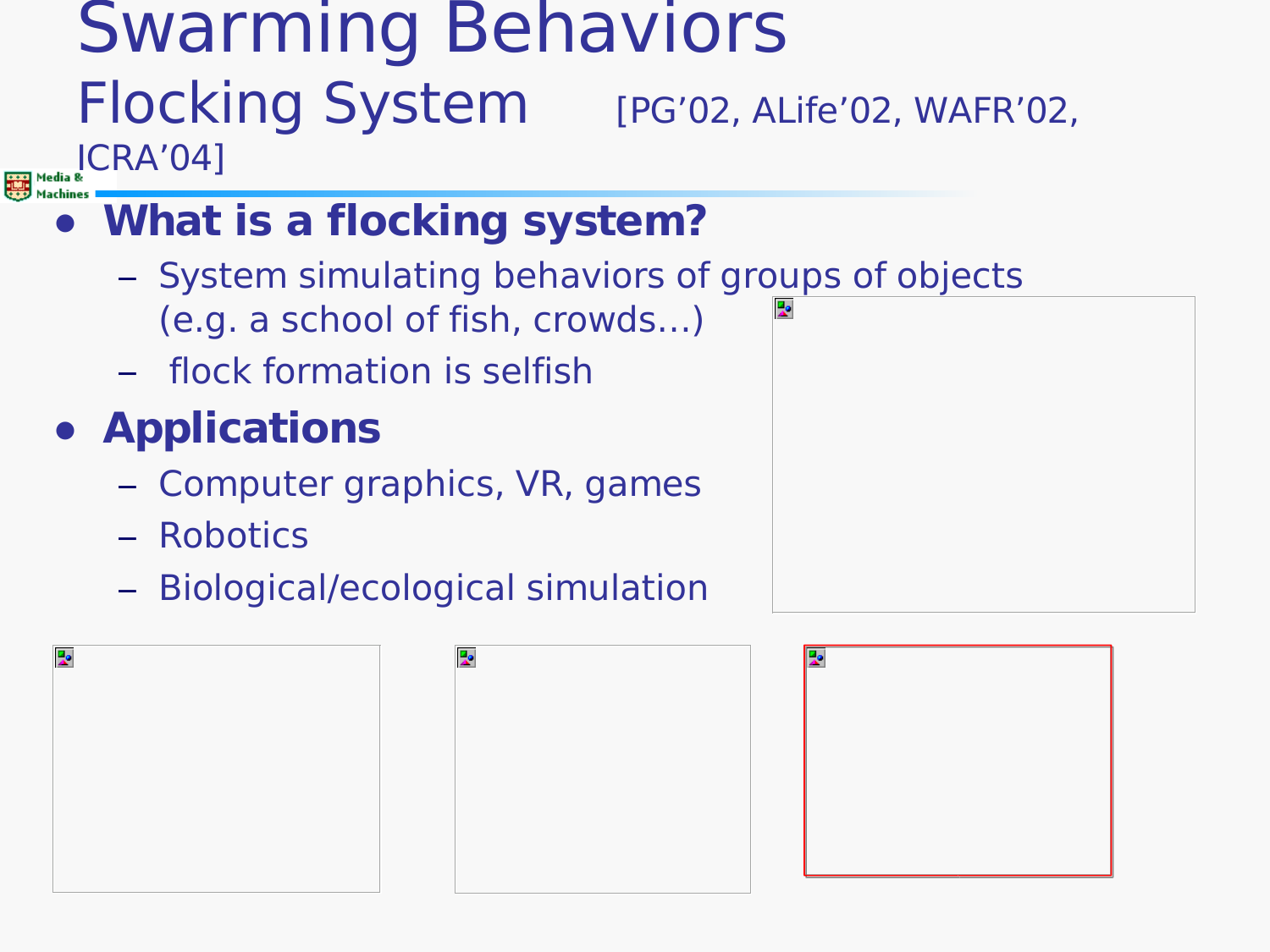# Swarming Behaviors

## Flocking System [PG'02, ALife'02, WAFR'02, ICRA'04]

- **What is a flocking system?**
  - System simulating behaviors of groups of objects (e.g. a school of fish, crowds…)
  - flock formation is selfish
- **Applications**
  - Computer graphics, VR, games
  - Robotics
  - Biological/ecological simulation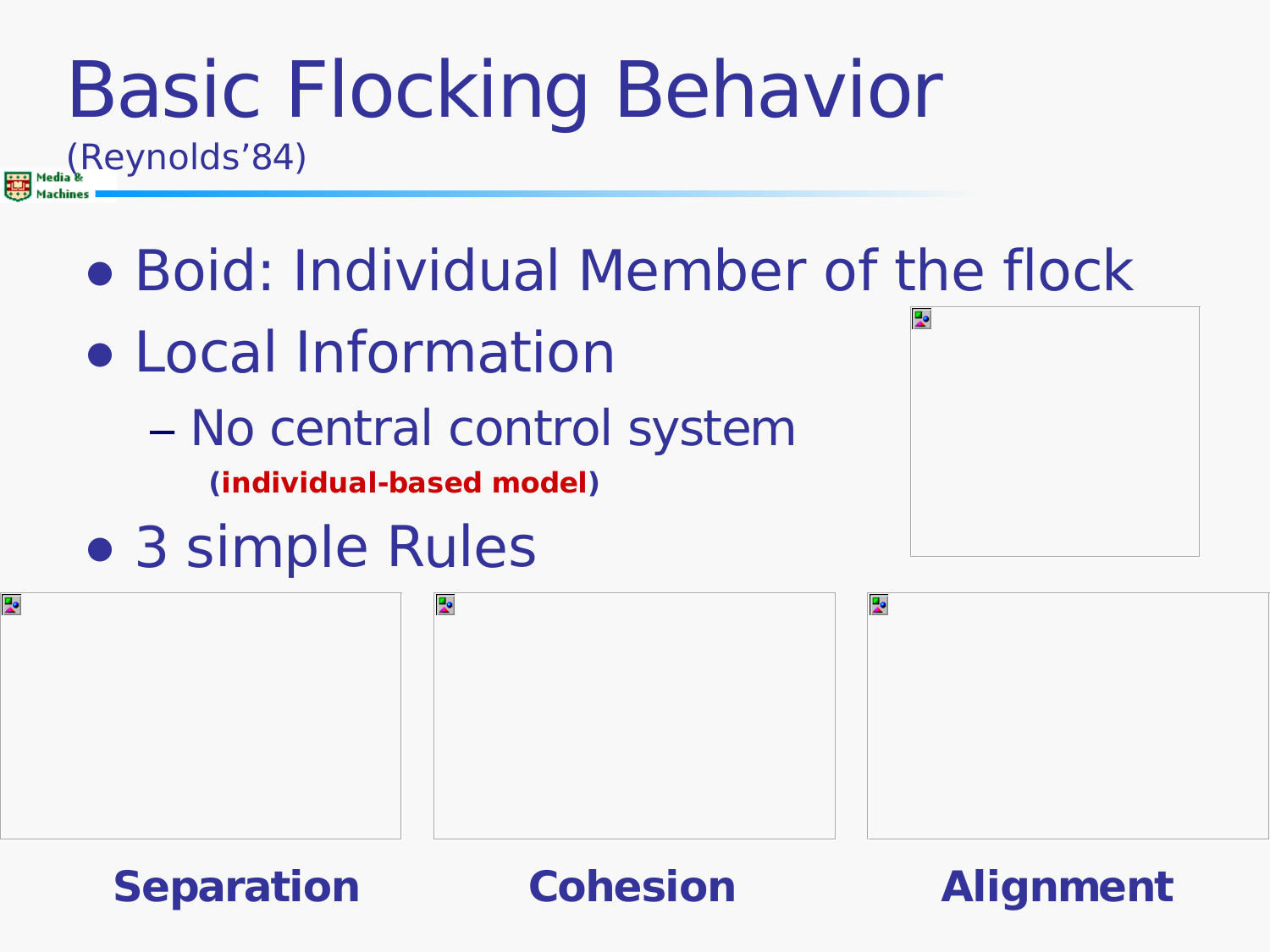# Basic Flocking Behavior

(Reynolds'84)

- Boid: Individual Member of the flock
- Local Information
  - No central control system
    **(individual-based model)**
- 3 simple Rules

**Separation** **Cohesion** **Alignment**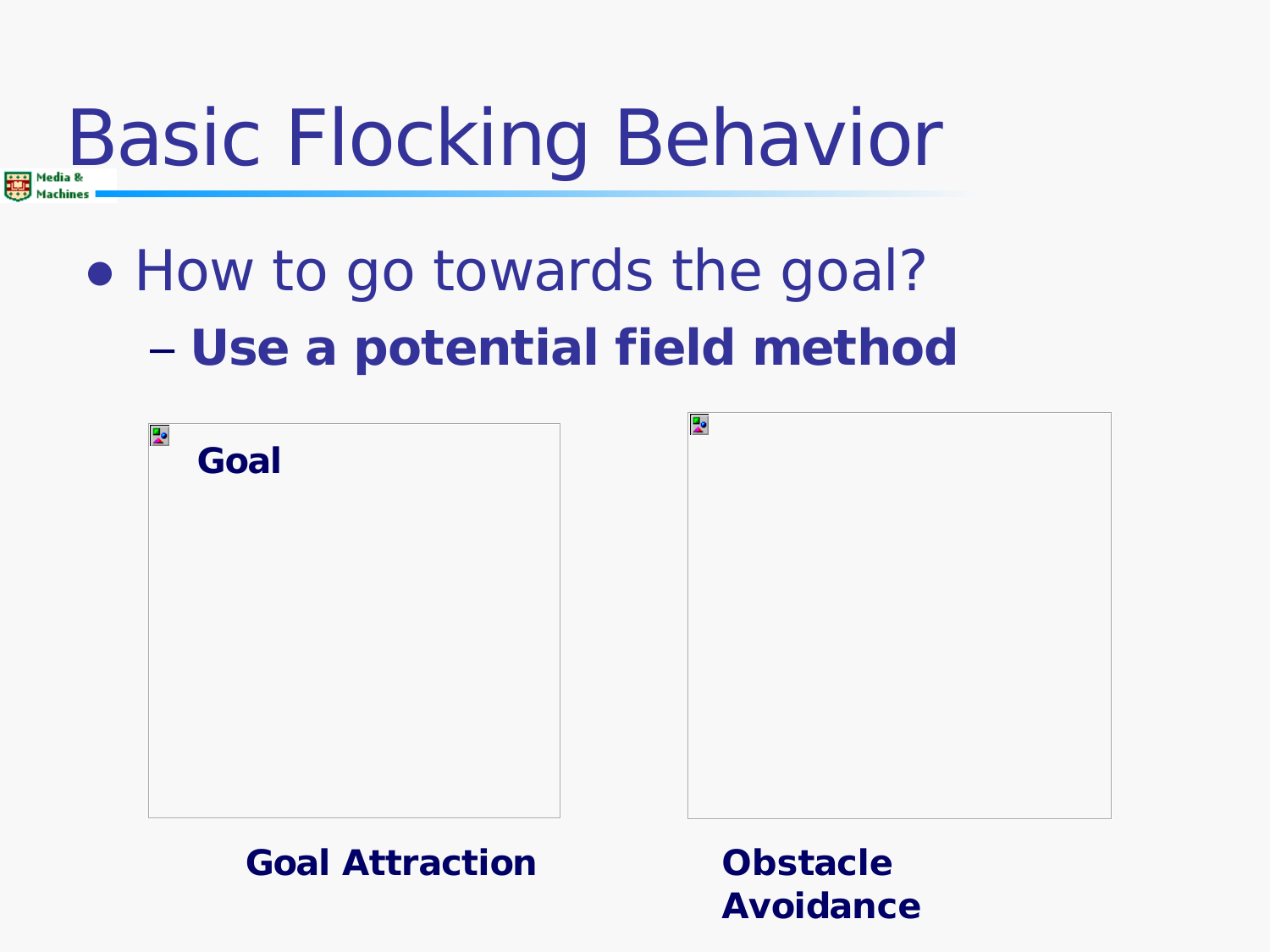# Basic Flocking Behavior

- How to go towards the goal?
  - **Use a potential field method**

**Goal**

**Goal Attraction**

**Obstacle Avoidance**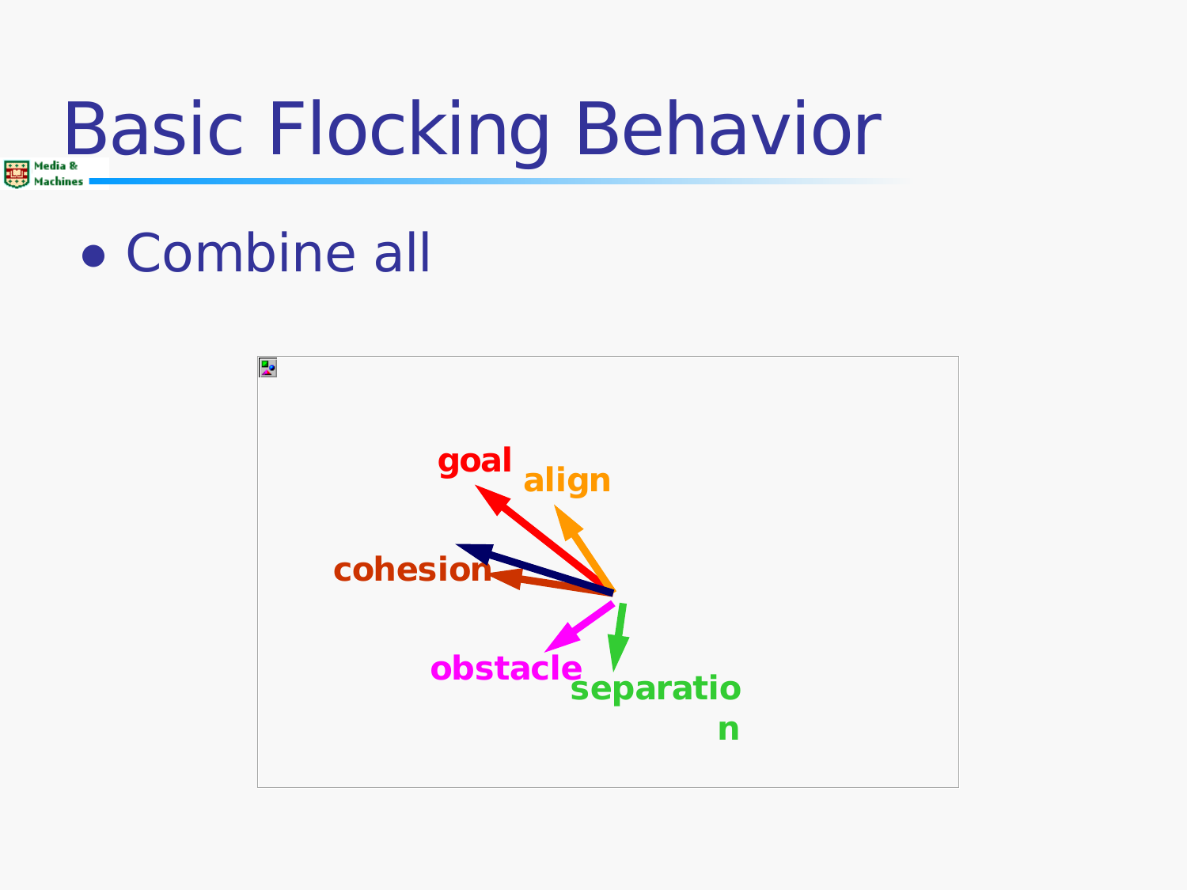# Basic Flocking Behavior

- Combine all

goal

align

cohesion

obstacle

separatio
n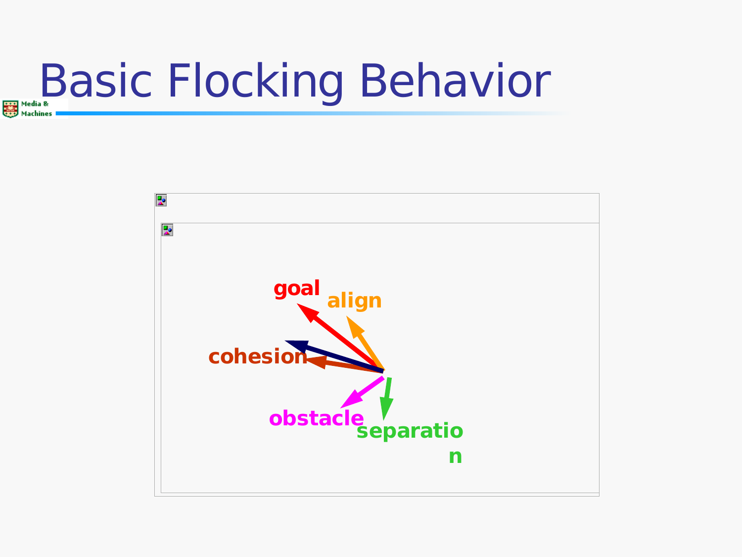# Basic Flocking Behavior

goal

align

cohesion

obstacle

separation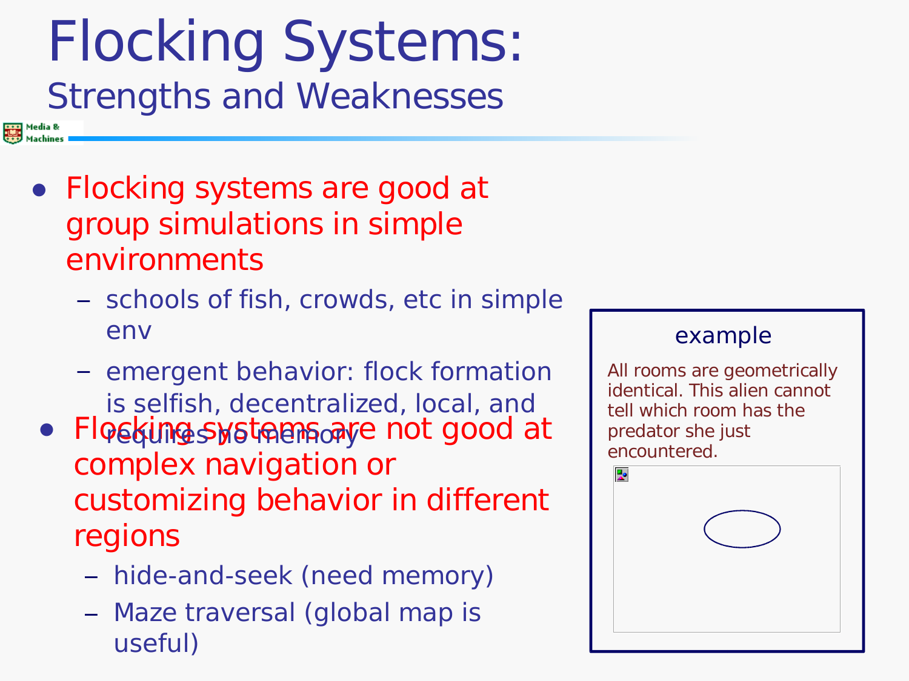# Flocking Systems:

## Strengths and Weaknesses

- Flocking systems are good at group simulations in simple environments
  - schools of fish, crowds, etc in simple env
  - emergent behavior: flock formation is selfish, decentralized, local, and requires no memory
- Flocking systems are not good at complex navigation or customizing behavior in different regions
  - hide-and-seek (need memory)
  - Maze traversal (global map is useful)

example

All rooms are geometrically identical. This alien cannot tell which room has the predator she just encountered.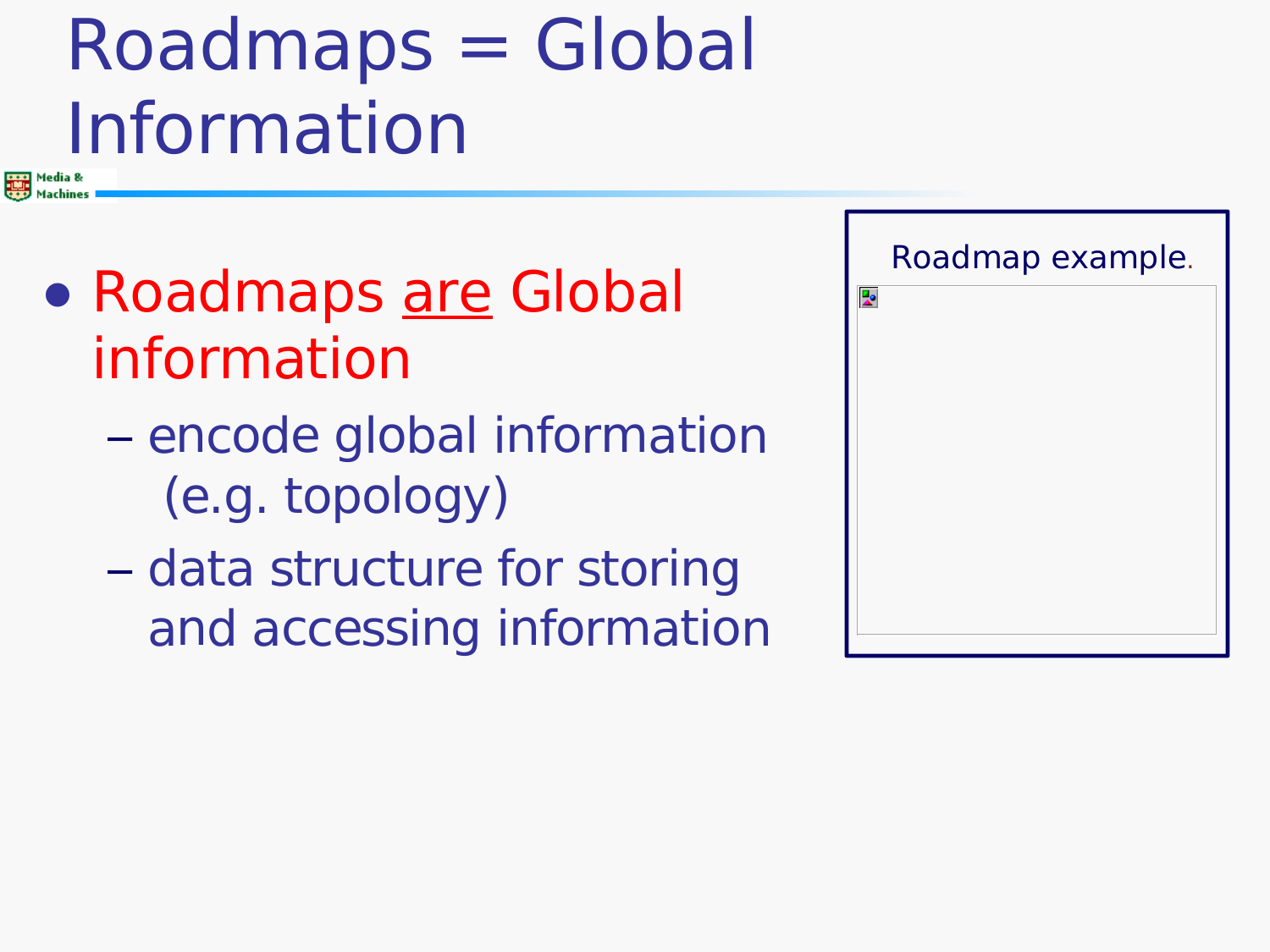# Roadmaps = Global Information

- Roadmaps are Global information
  - encode global information (e.g. topology)
  - data structure for storing and accessing information

Roadmap example.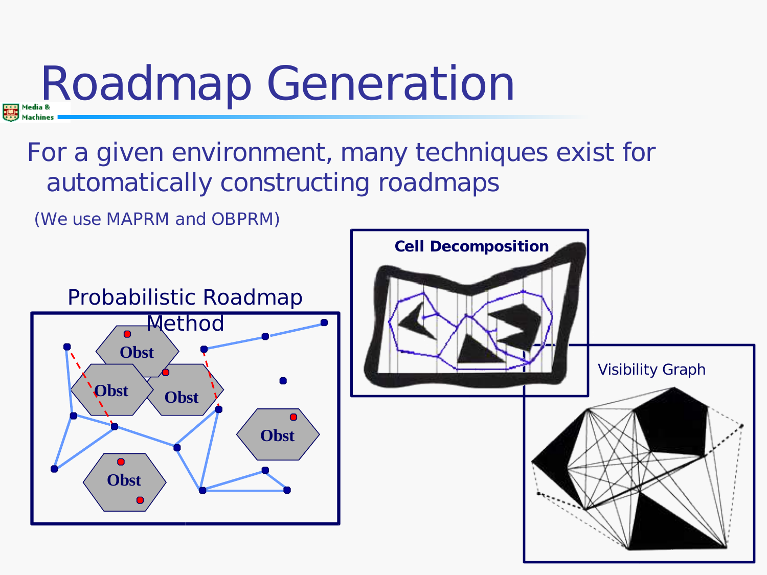# Roadmap Generation

For a given environment, many techniques exist for automatically constructing roadmaps

(We use MAPRM and OBPRM)

Probabilistic Roadmap Method

Obst

Obst

Obst

Obst

Obst

Cell Decomposition

Visibility Graph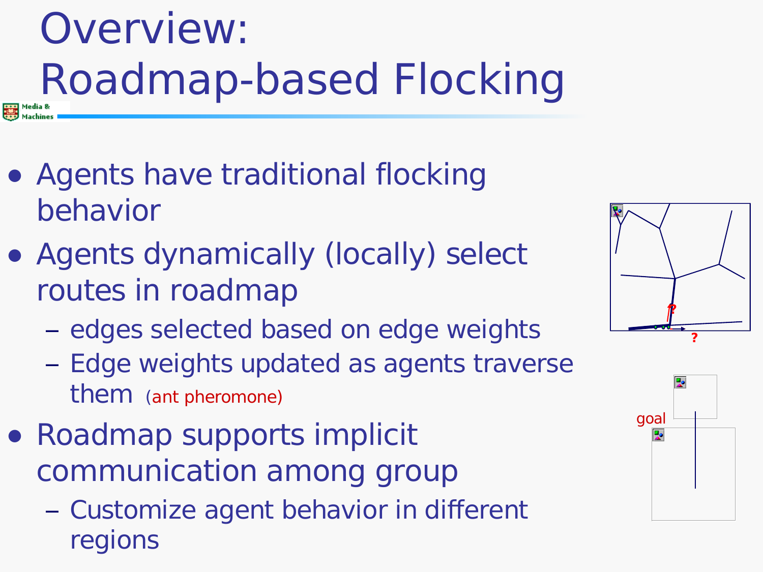# Overview: Roadmap-based Flocking

- Agents have traditional flocking behavior
- Agents dynamically (locally) select routes in roadmap
  - edges selected based on edge weights
  - Edge weights updated as agents traverse them (ant pheromone)
- Roadmap supports implicit communication among group
  - Customize agent behavior in different regions

?

?

goal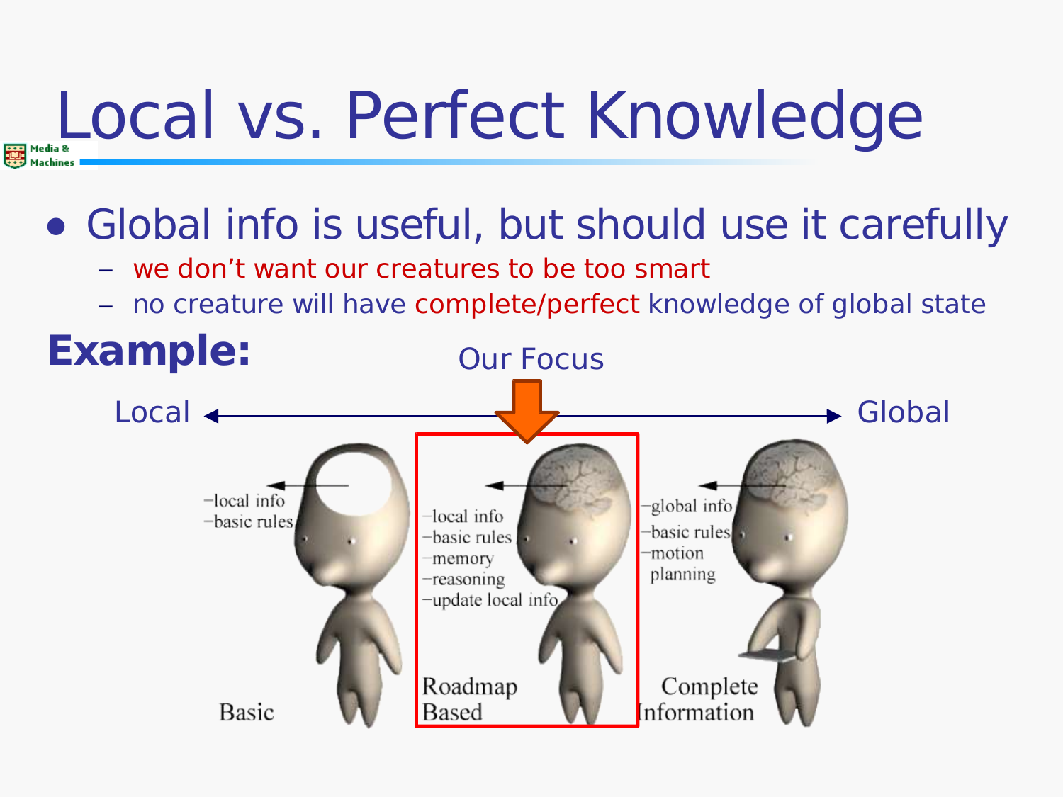# Local vs. Perfect Knowledge

- Global info is useful, but should use it carefully
  - we don't want our creatures to be too smart
  - no creature will have complete/perfect knowledge of global state

**Example:**

Our Focus

Local ← → Global

−local info
−basic rules

Basic

−local info
−basic rules
−memory
−reasoning
−update local info

Roadmap Based

−global info
−basic rules
−motion planning

Complete Information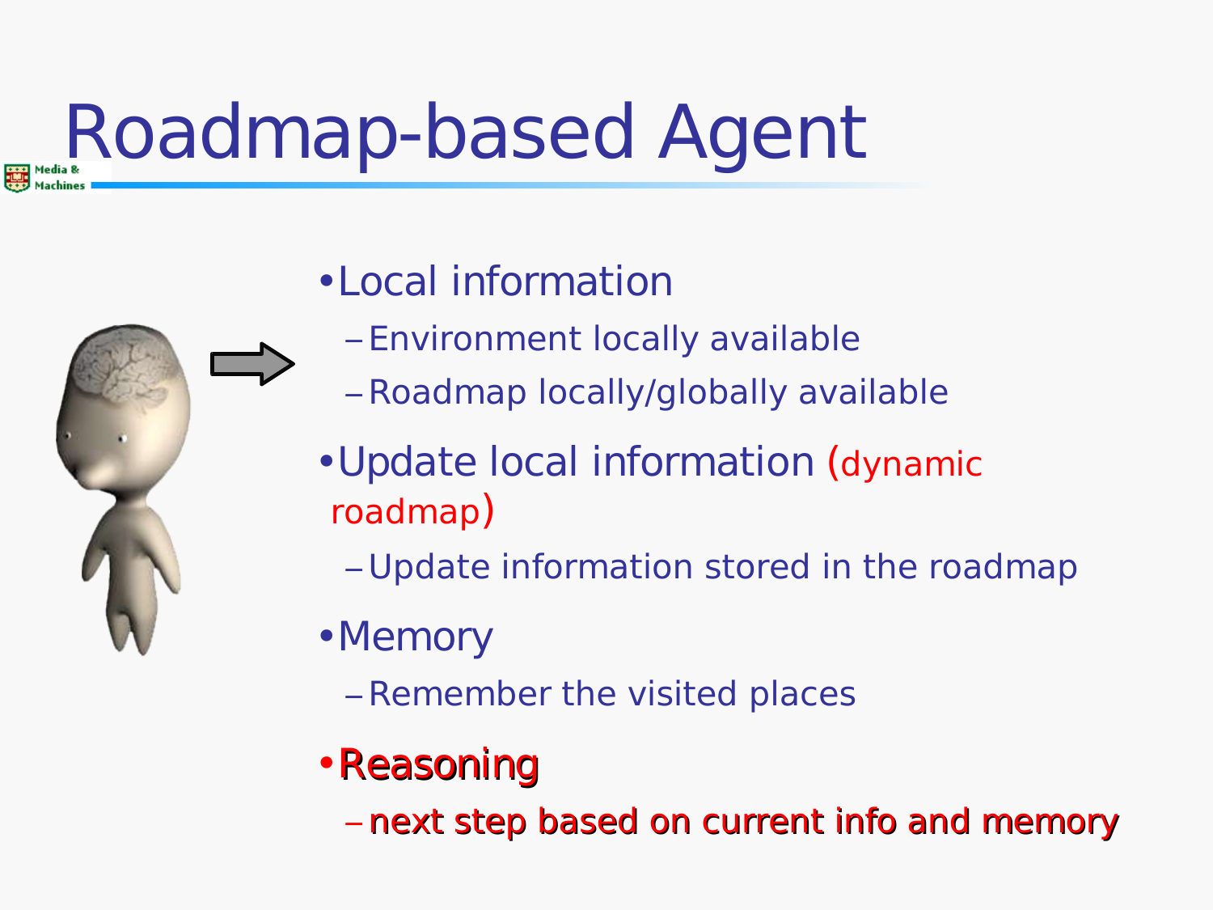# Roadmap-based Agent

- Local information
  - Environment locally available
  - Roadmap locally/globally available
- Update local information (dynamic roadmap)
  - Update information stored in the roadmap
- Memory
  - Remember the visited places
- Reasoning
  - next step based on current info and memory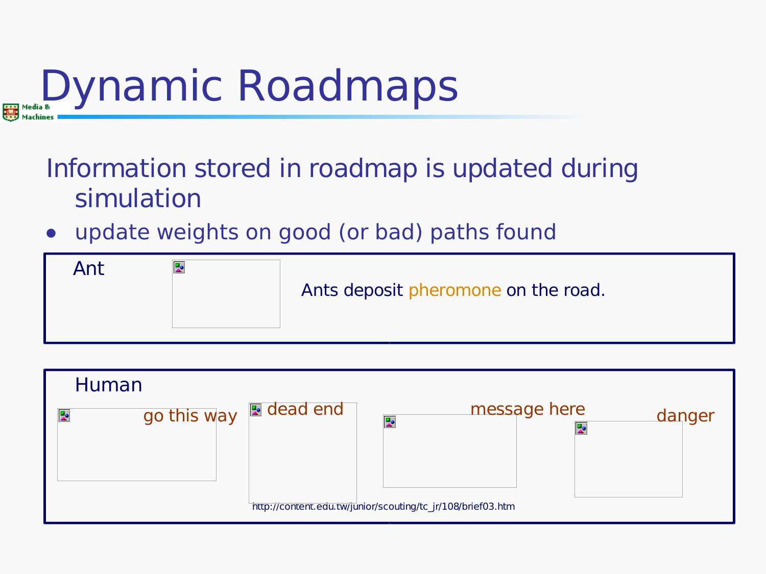# Dynamic Roadmaps

Information stored in roadmap is updated during simulation

- update weights on good (or bad) paths found

Ant

Ants deposit pheromone on the road.

Human

go this way

dead end

message here

danger

http://content.edu.tw/junior/scouting/tc_jr/108/brief03.htm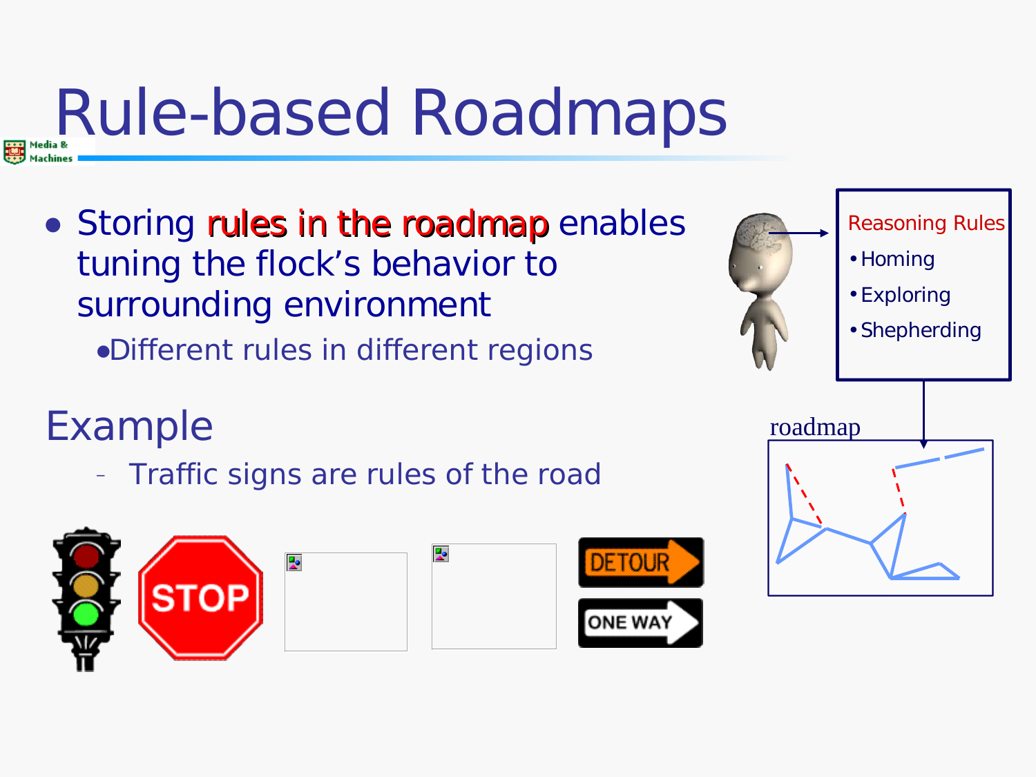# Rule-based Roadmaps

- Storing rules in the roadmap enables tuning the flock's behavior to surrounding environment
  - Different rules in different regions

## Example

- Traffic signs are rules of the road

Reasoning Rules

- Homing
- Exploring
- Shepherding

roadmap

STOP

DETOUR

ONE WAY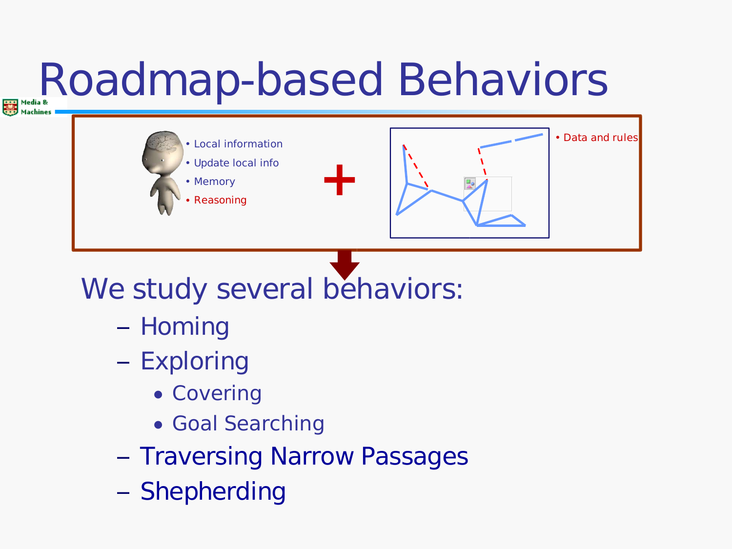# Roadmap-based Behaviors

- Local information
- Update local info
- Memory
- Reasoning

+

- Data and rules

We study several behaviors:

- Homing
- Exploring
  - Covering
  - Goal Searching
- Traversing Narrow Passages
- Shepherding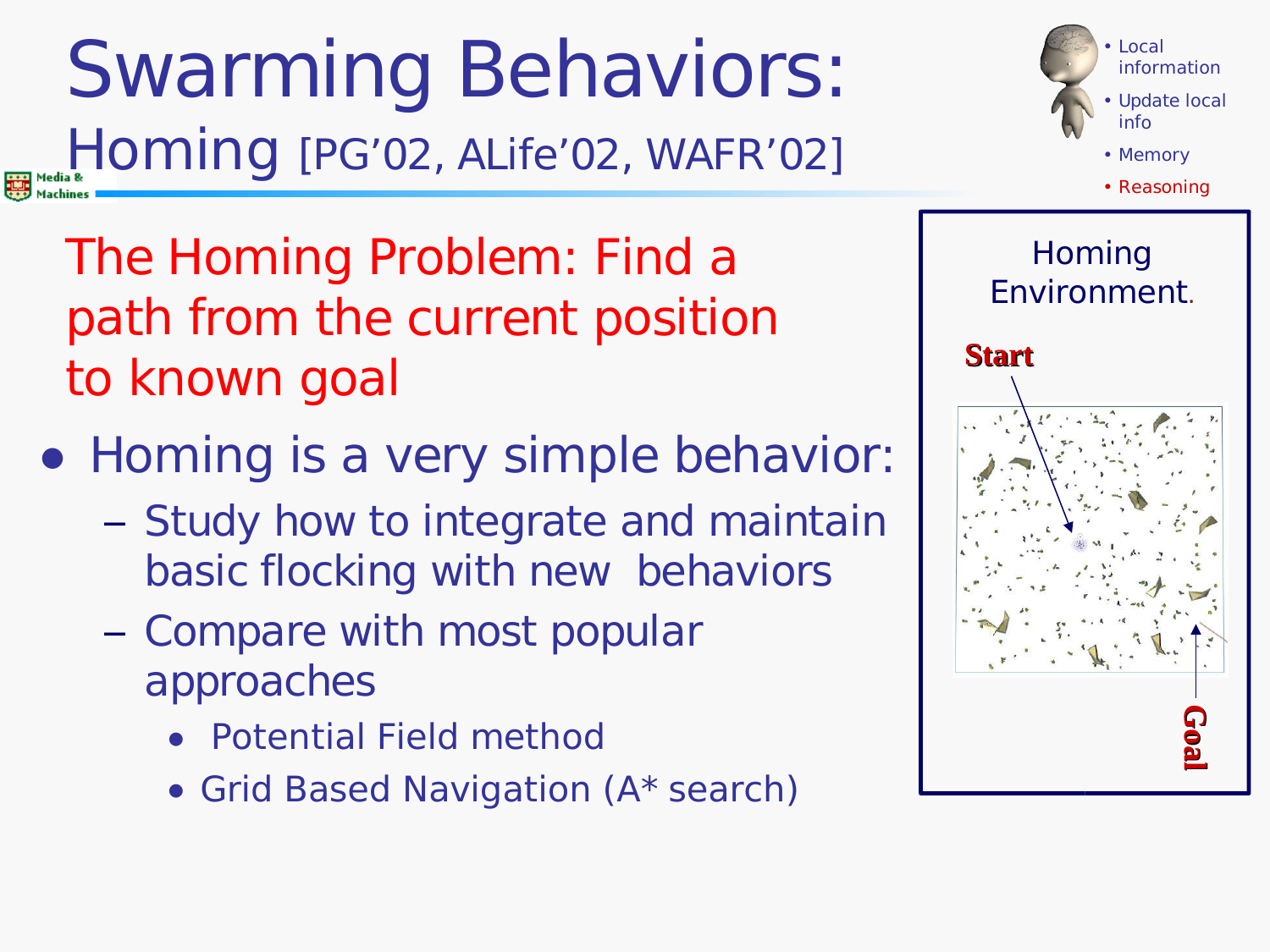# Swarming Behaviors:

## Homing [PG'02, ALife'02, WAFR'02]

- Local information
- Update local info
- Memory
- Reasoning

The Homing Problem: Find a path from the current position to known goal

- Homing is a very simple behavior:
  - Study how to integrate and maintain basic flocking with new behaviors
  - Compare with most popular approaches
    - Potential Field method
    - Grid Based Navigation (A* search)

Homing Environment.

Start

Goal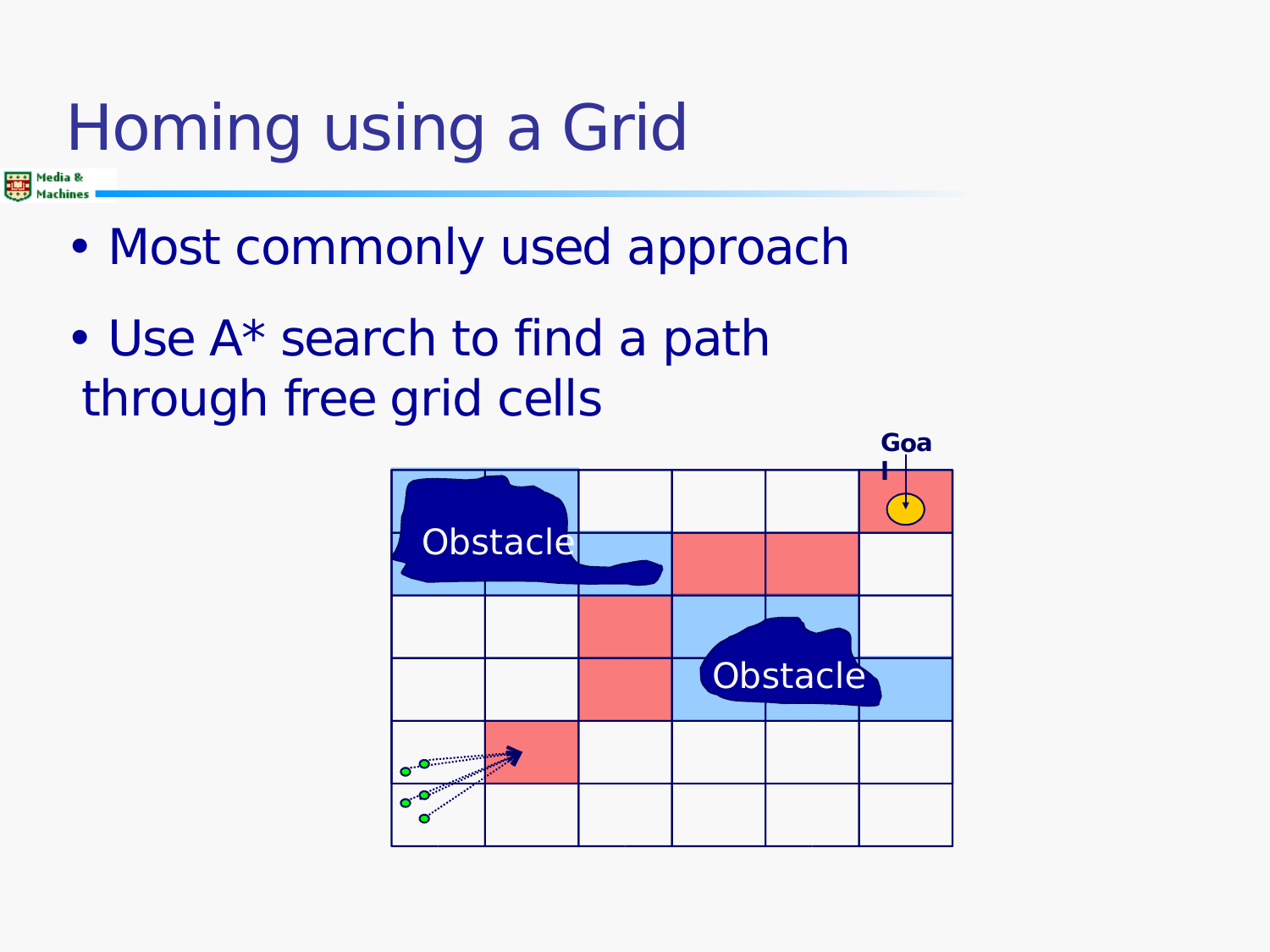# Homing using a Grid

- Most commonly used approach
- Use A* search to find a path through free grid cells

Goal

Obstacle

Obstacle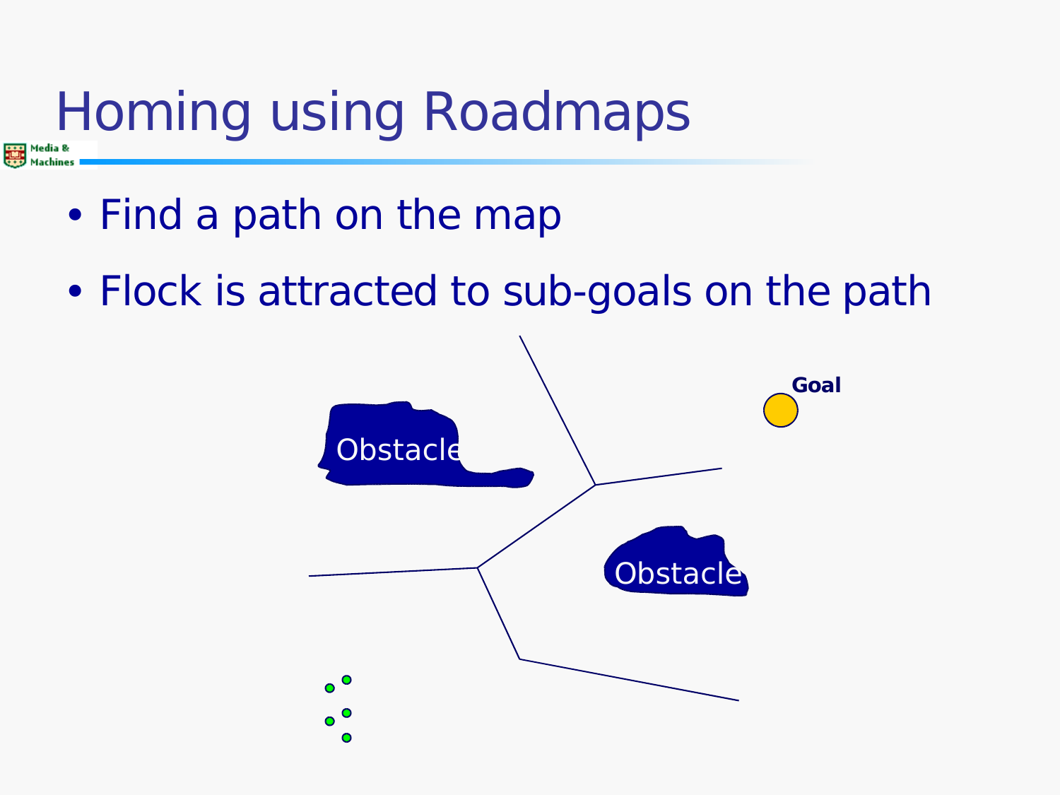# Homing using Roadmaps

- Find a path on the map
- Flock is attracted to sub-goals on the path

Goal

Obstacle

Obstacle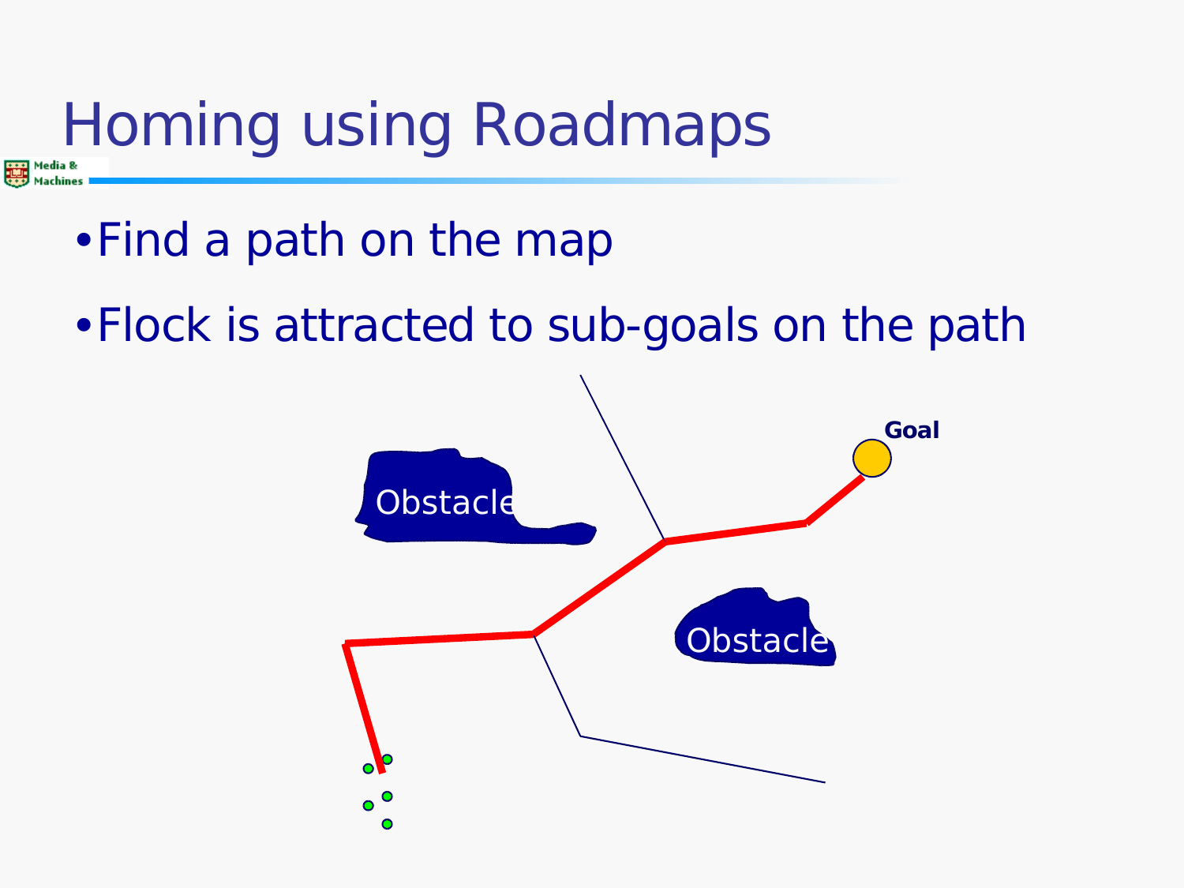# Homing using Roadmaps

- Find a path on the map
- Flock is attracted to sub-goals on the path

Goal

Obstacle

Obstacle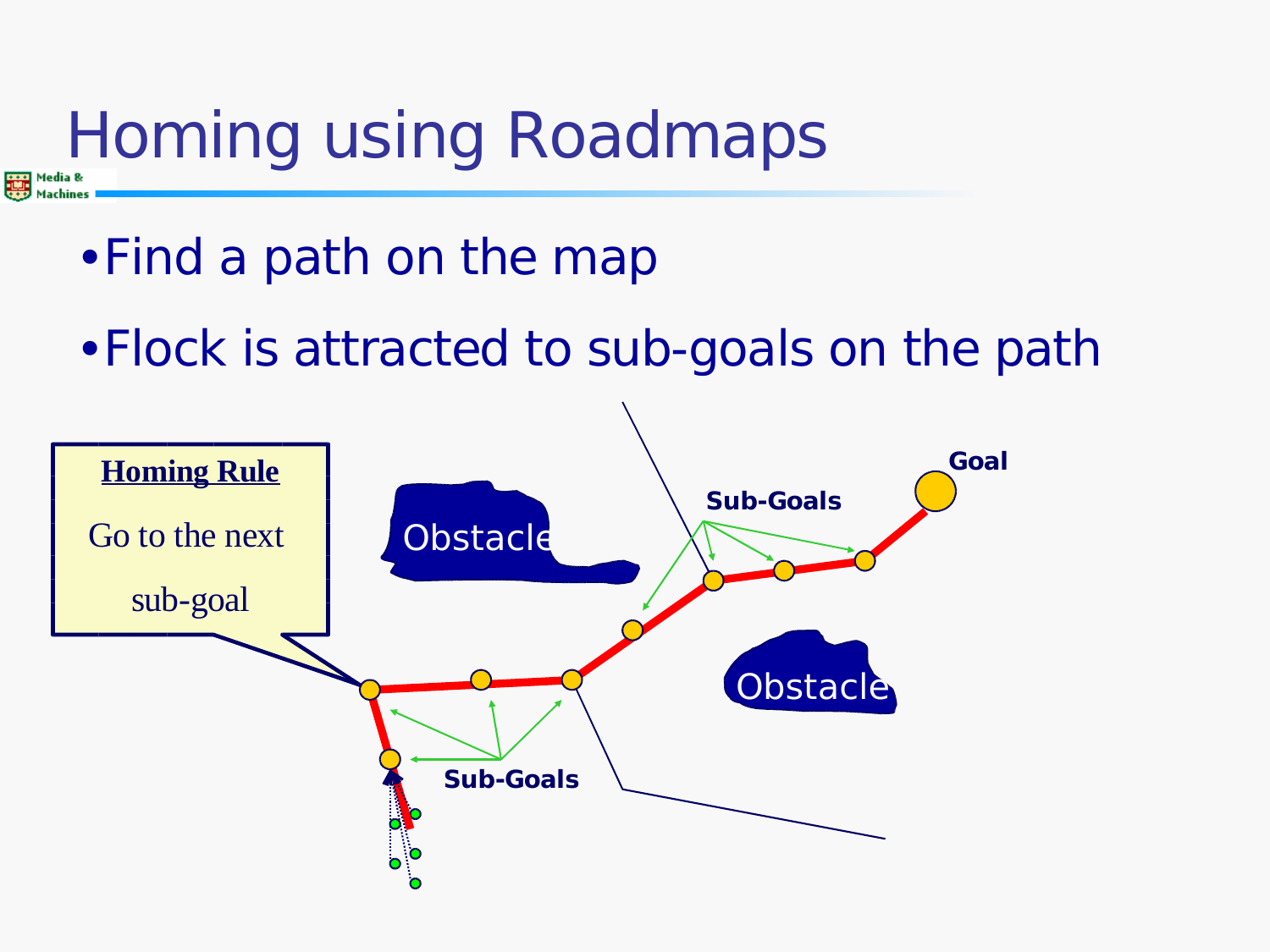# Homing using Roadmaps

- Find a path on the map
- Flock is attracted to sub-goals on the path

**Homing Rule**

Go to the next sub-goal

Obstacle

Obstacle

Sub-Goals

Sub-Goals

Goal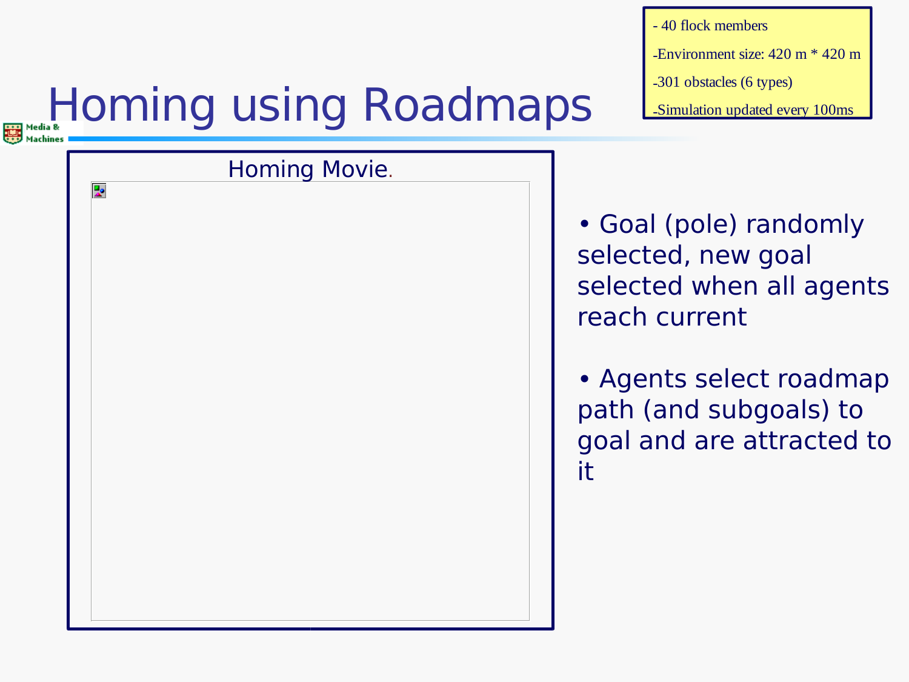# Homing using Roadmaps

- 40 flock members
- Environment size: 420 m * 420 m
- 301 obstacles (6 types)
- Simulation updated every 100ms

Homing Movie.

- Goal (pole) randomly selected, new goal selected when all agents reach current
- Agents select roadmap path (and subgoals) to goal and are attracted to it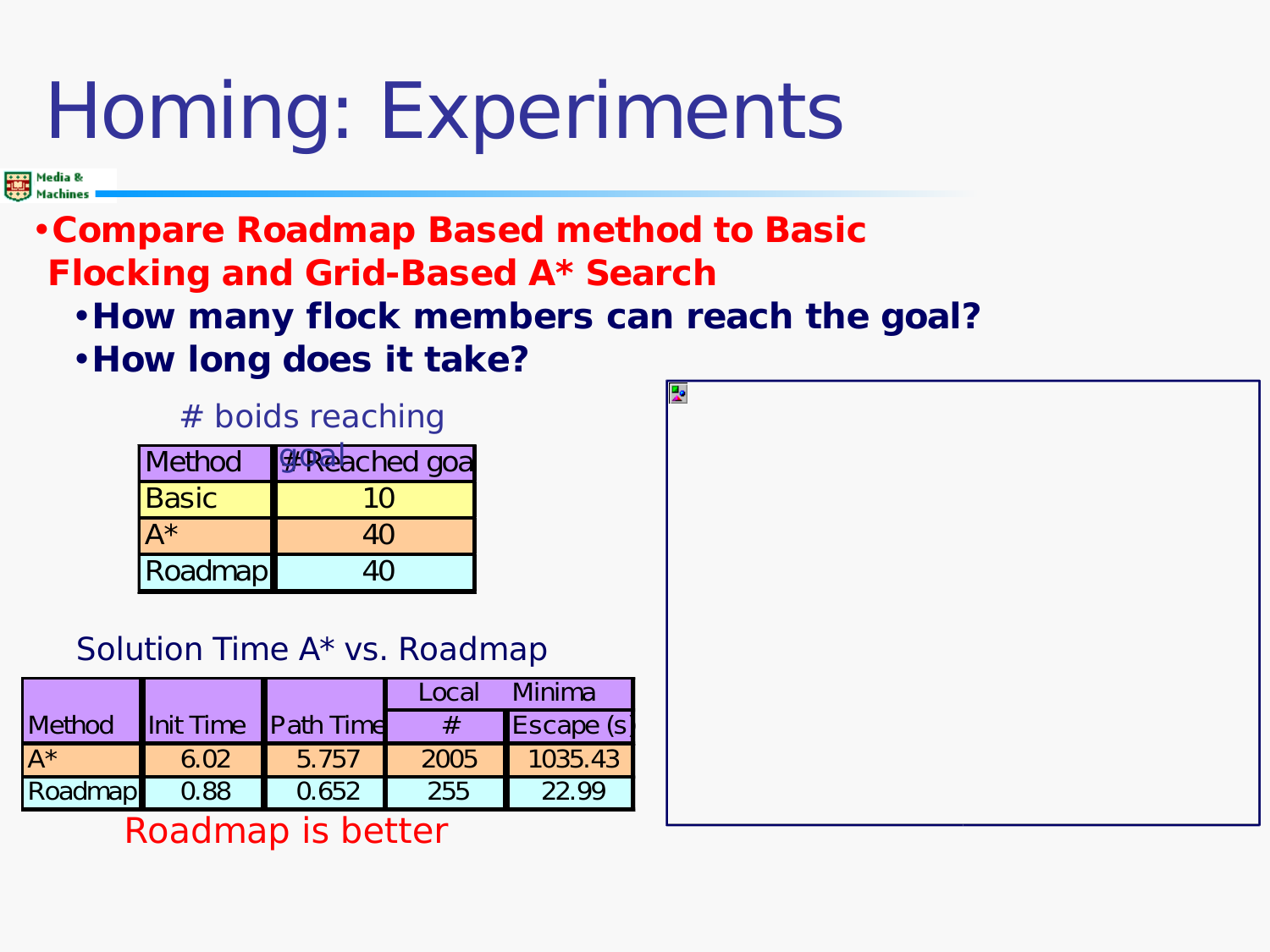# Homing: Experiments

- **Compare Roadmap Based method to Basic Flocking and Grid-Based A* Search**
  - **How many flock members can reach the goal?**
  - **How long does it take?**

# boids reaching goal

| Method | #Reached goal |
|---|---|
| Basic | 10 |
| A* | 40 |
| Roadmap | 40 |

Solution Time A* vs. Roadmap

| Method | Init Time | Path Time | Local Minima # | Local Minima Escape (s) |
|---|---|---|---|---|
| A* | 6.02 | 5.757 | 2005 | 1035.43 |
| Roadmap | 0.88 | 0.652 | 255 | 22.99 |

Roadmap is better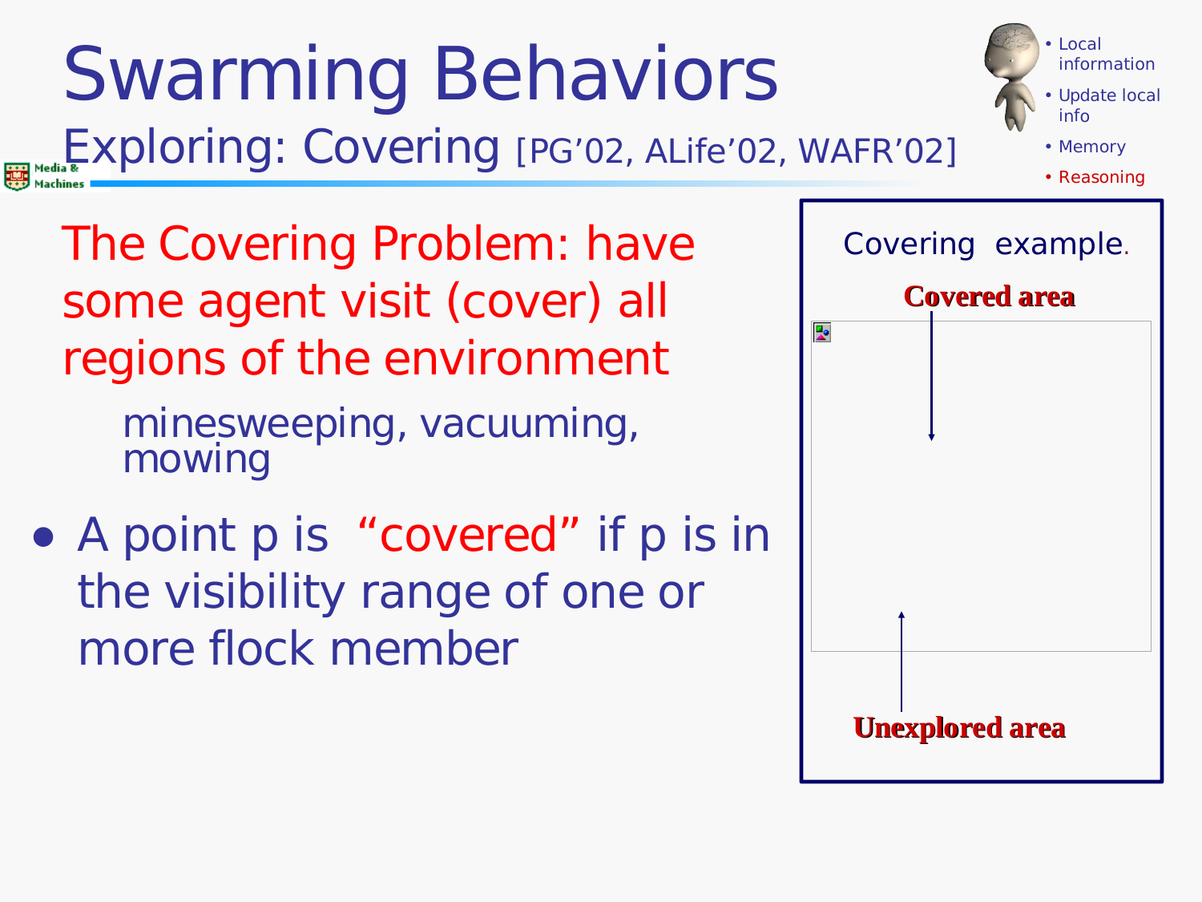# Swarming Behaviors

## Exploring: Covering [PG'02, ALife'02, WAFR'02]

- Local information
- Update local info
- Memory
- Reasoning

The Covering Problem: have some agent visit (cover) all regions of the environment

minesweeping, vacuuming, mowing

- A point p is "covered" if p is in the visibility range of one or more flock member

Covering example.

Covered area

Unexplored area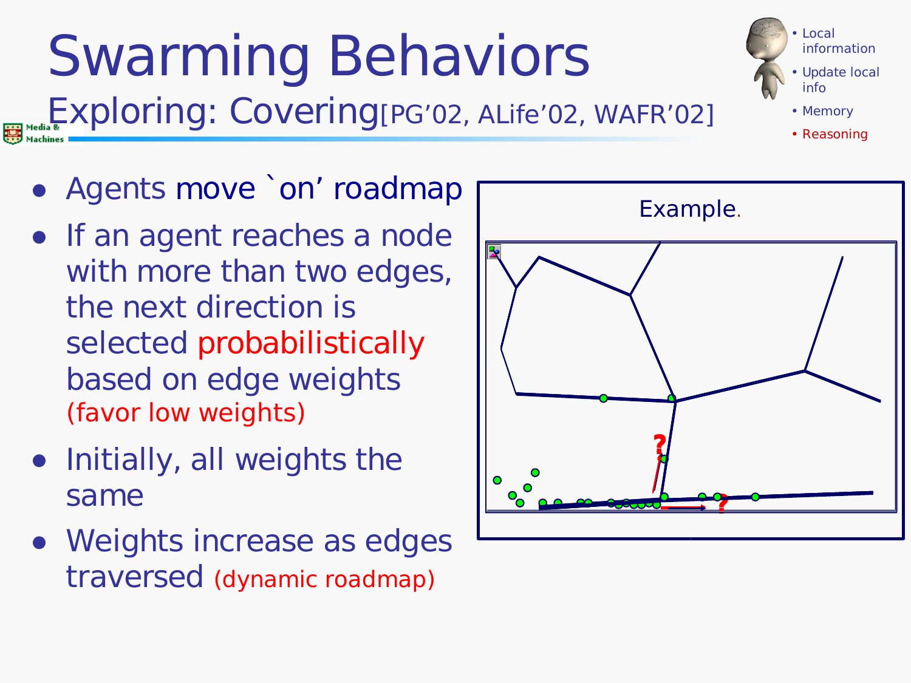# Swarming Behaviors

## Exploring: Covering[PG'02, ALife'02, WAFR'02]

- Local information
- Update local info
- Memory
- Reasoning

- Agents move `on' roadmap
- If an agent reaches a node with more than two edges, the next direction is selected probabilistically based on edge weights (favor low weights)
- Initially, all weights the same
- Weights increase as edges traversed (dynamic roadmap)

Example.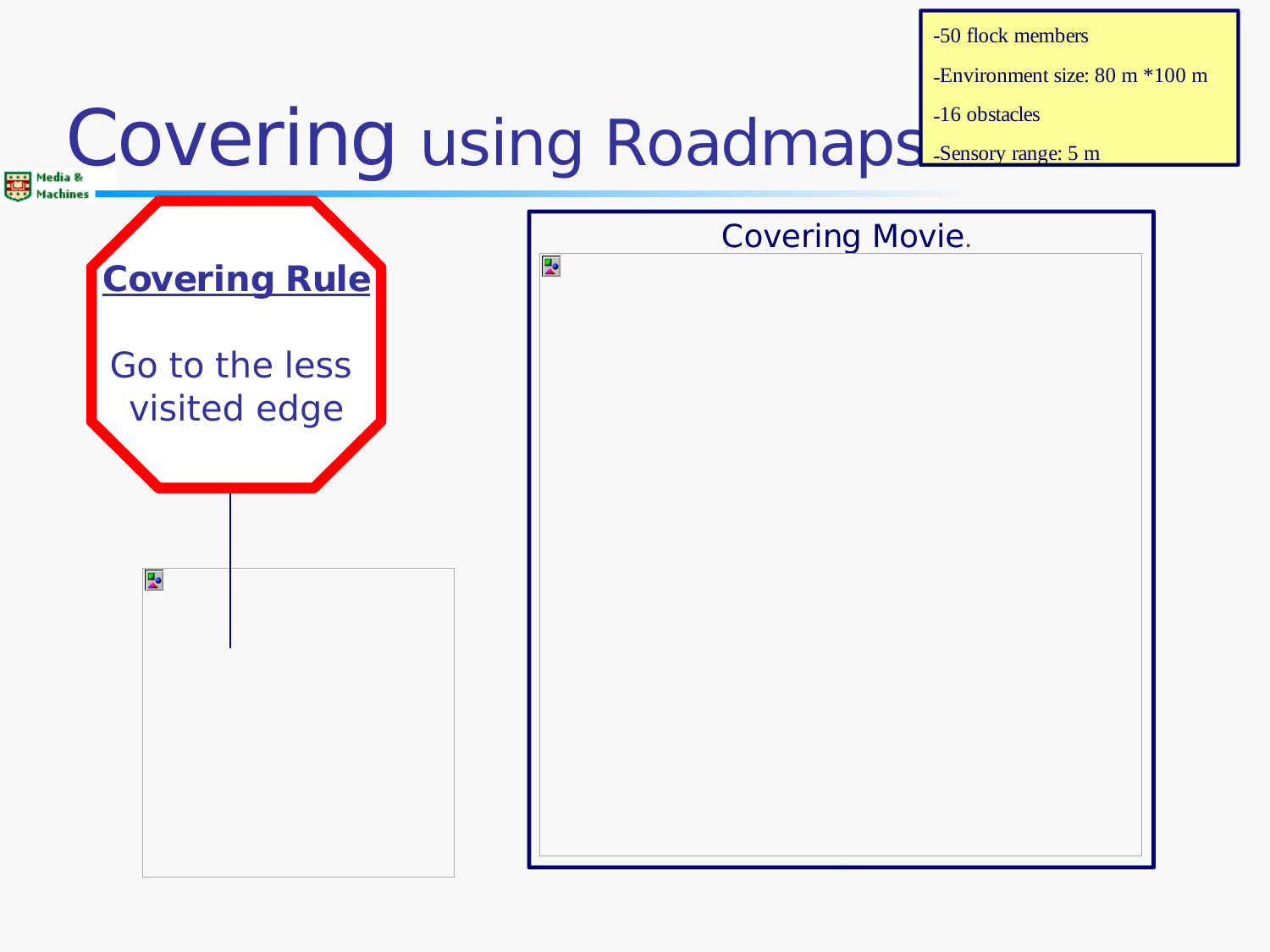# Covering using Roadmaps

- -50 flock members
- -Environment size: 80 m *100 m
- -16 obstacles
- -Sensory range: 5 m

**Covering Rule**

Go to the less visited edge

Covering Movie.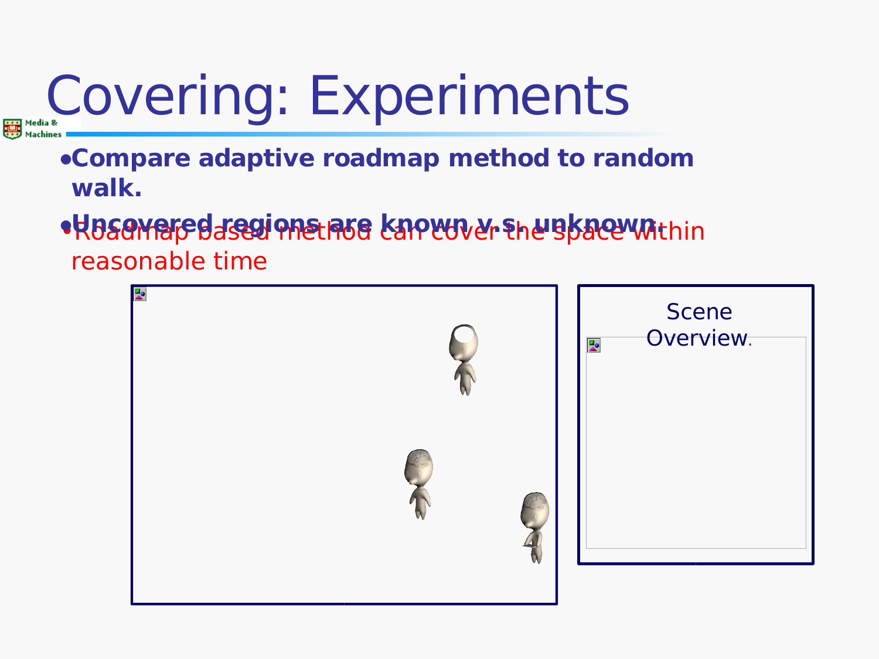# Covering: Experiments

- **Compare adaptive roadmap method to random walk.**
- **Uncovered regions are known v.s. unknown.**
- Roadmap based method can cover the space within reasonable time

Scene Overview.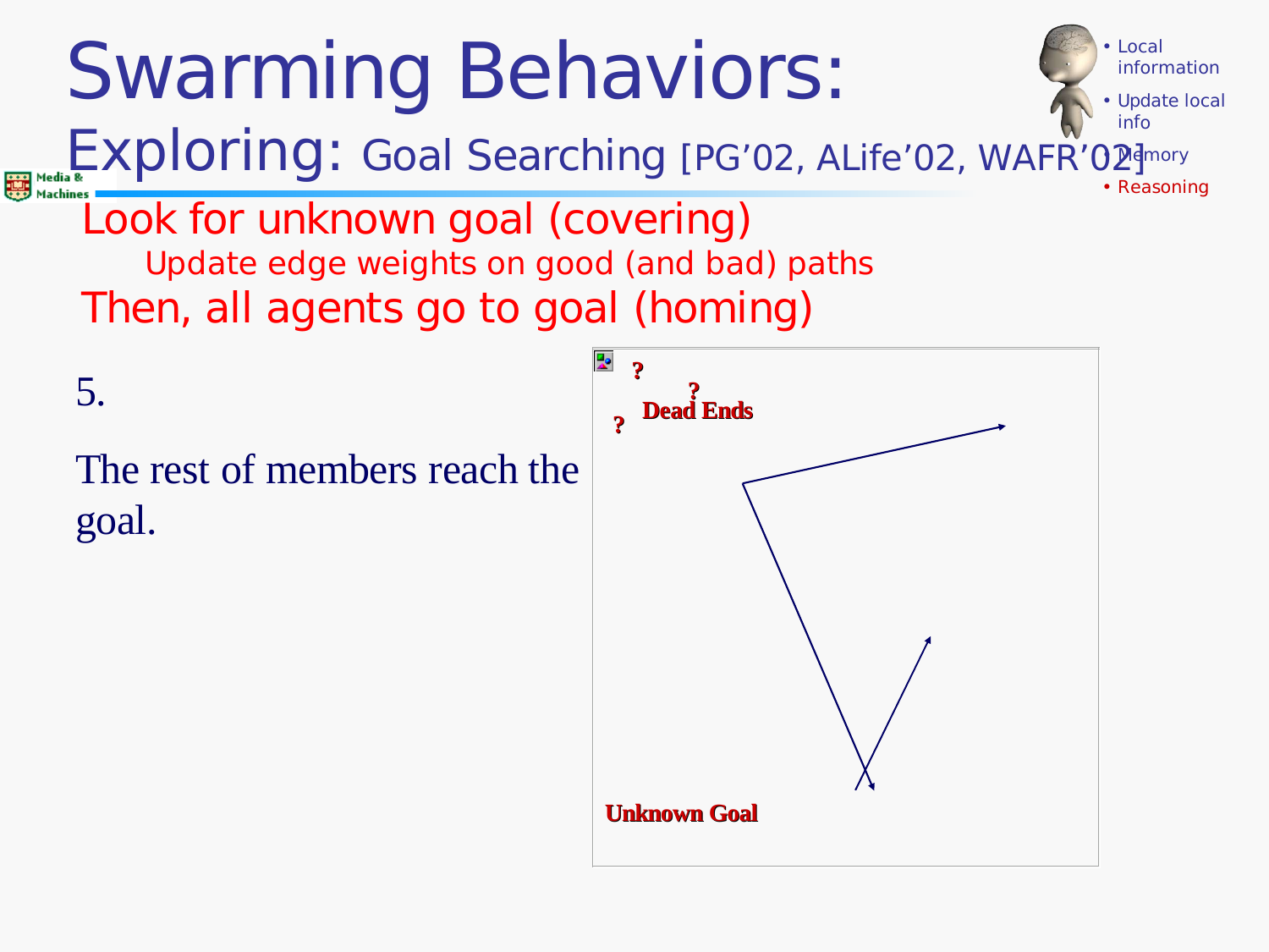# Swarming Behaviors:

## Exploring: Goal Searching [PG'02, ALife'02, WAFR'02]

- Local information
- Update local info
- Memory
- Reasoning

Look for unknown goal (covering)

Update edge weights on good (and bad) paths

Then, all agents go to goal (homing)

5.

The rest of members reach the goal.

?

?

?

Dead Ends

Unknown Goal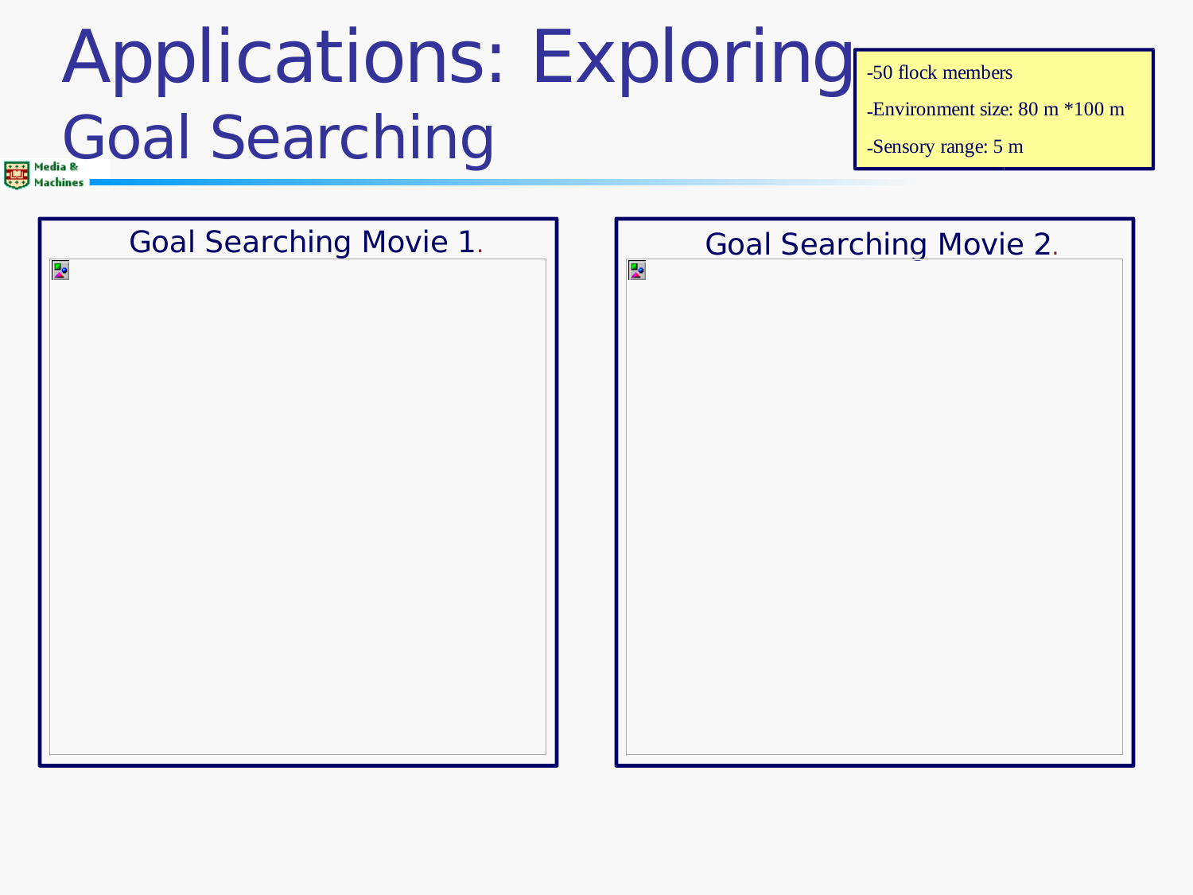# Applications: Exploring Goal Searching

-50 flock members

-Environment size: 80 m *100 m

-Sensory range: 5 m

Goal Searching Movie 1.

Goal Searching Movie 2.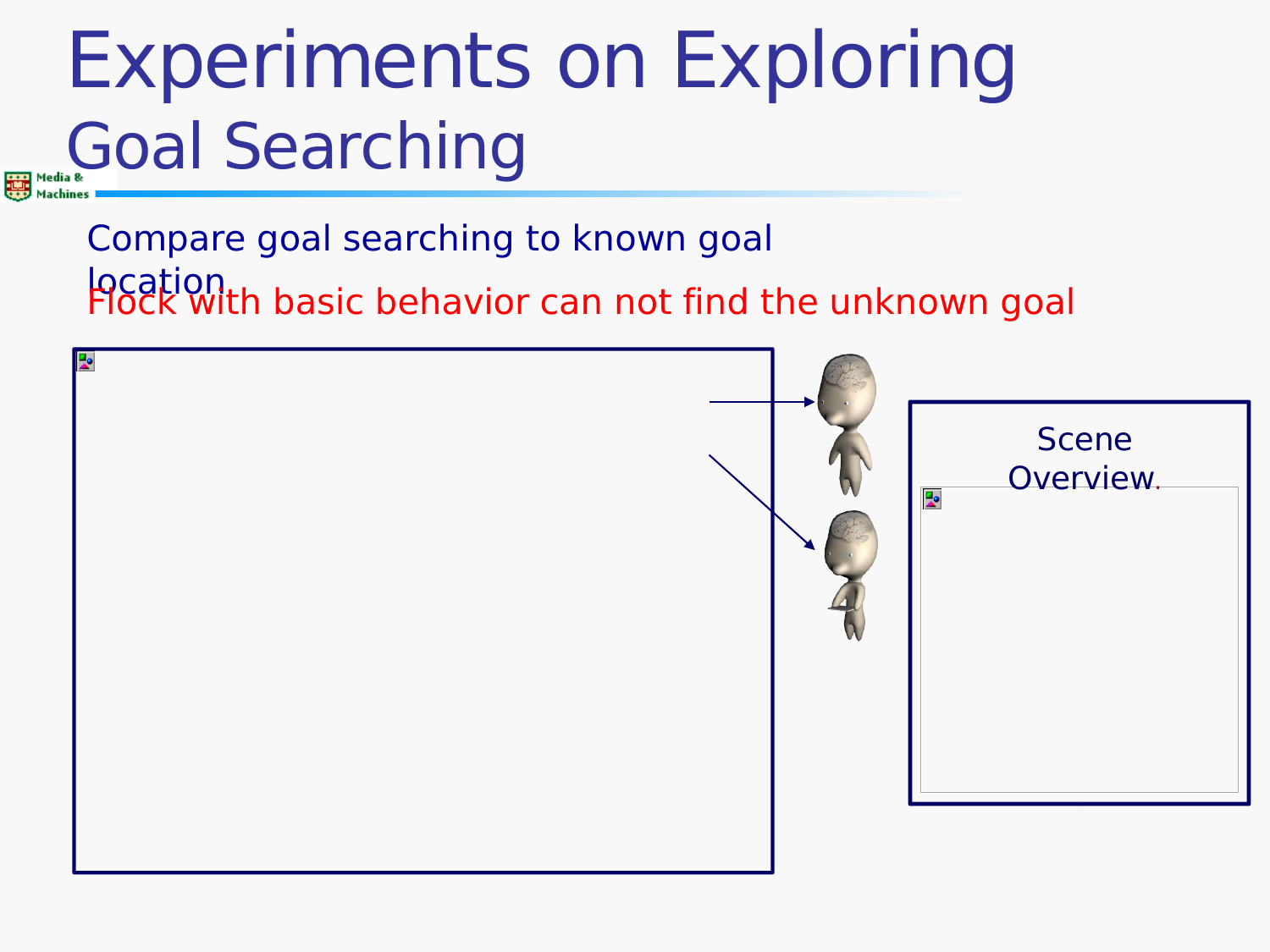# Experiments on Exploring Goal Searching

Compare goal searching to known goal location

Flock with basic behavior can not find the unknown goal

Scene Overview.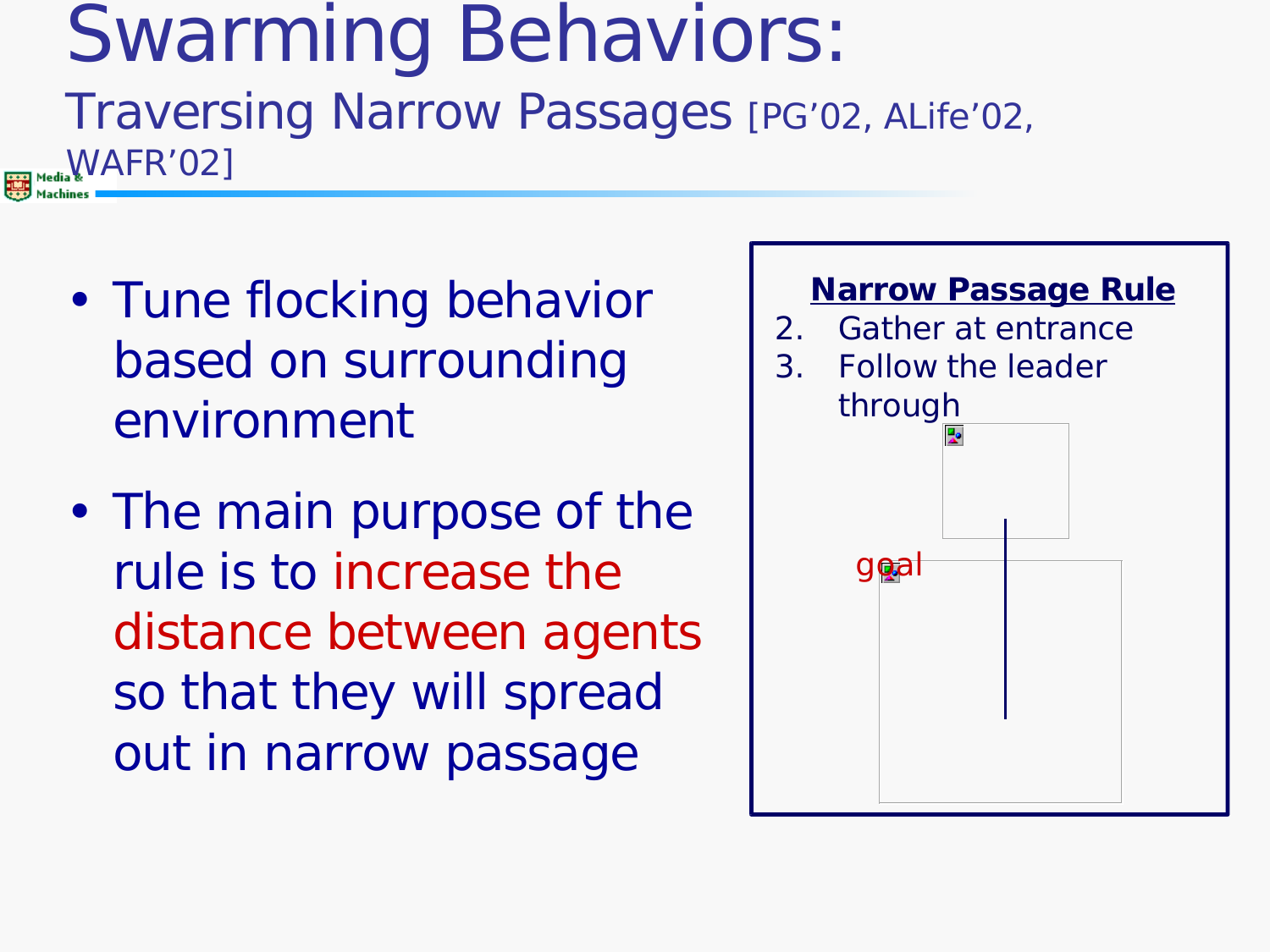# Swarming Behaviors:

## Traversing Narrow Passages [PG'02, ALife'02, WAFR'02]

- Tune flocking behavior based on surrounding environment
- The main purpose of the rule is to increase the distance between agents so that they will spread out in narrow passage

**Narrow Passage Rule**

2. Gather at entrance
3. Follow the leader through

goal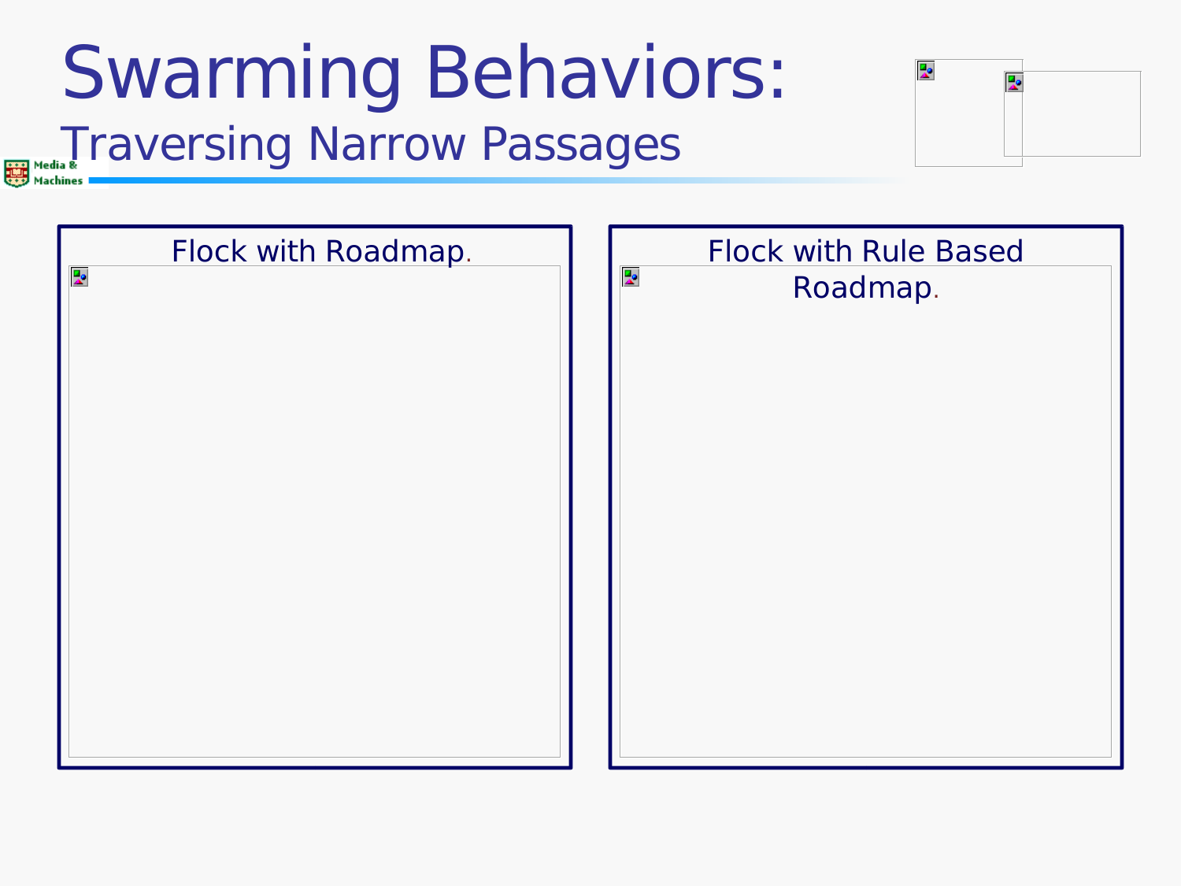# Swarming Behaviors:

## Traversing Narrow Passages

Flock with Roadmap.

Flock with Rule Based Roadmap.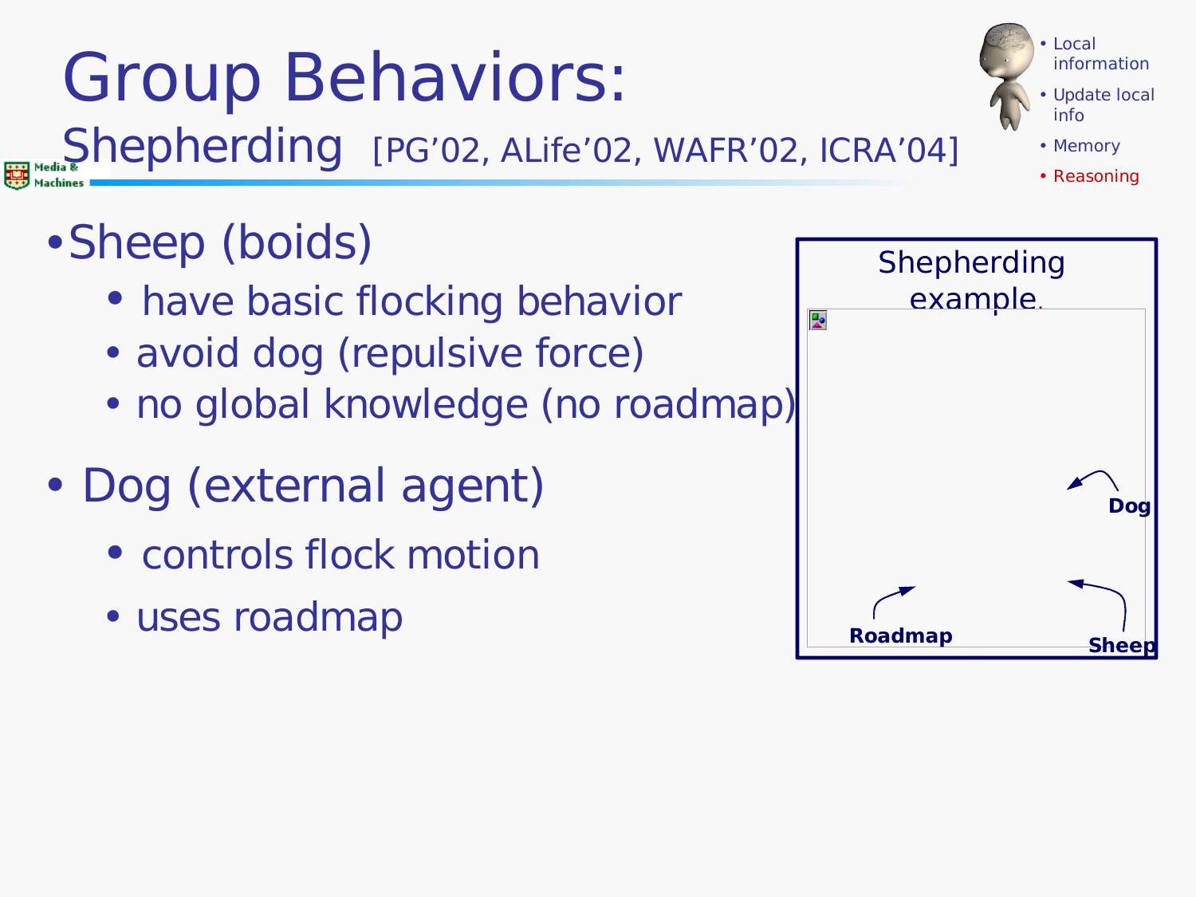# Group Behaviors:

## Shepherding [PG'02, ALife'02, WAFR'02, ICRA'04]

- Local information
- Update local info
- Memory
- Reasoning

- Sheep (boids)
  - have basic flocking behavior
  - avoid dog (repulsive force)
  - no global knowledge (no roadmap)
- Dog (external agent)
  - controls flock motion
  - uses roadmap

Shepherding example.

Dog

Roadmap

Sheep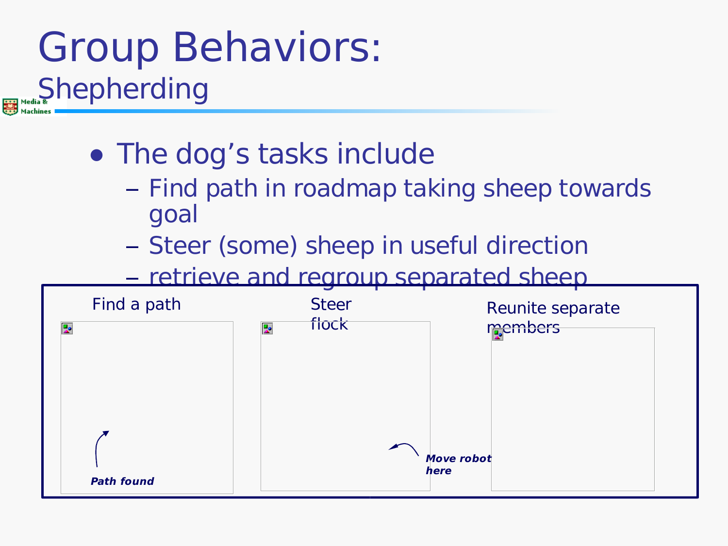# Group Behaviors:
## Shepherding

- The dog's tasks include
  - Find path in roadmap taking sheep towards goal
  - Steer (some) sheep in useful direction
  - retrieve and regroup separated sheep

Find a path

Steer flock

Reunite separate members

*Path found*

*Move robot here*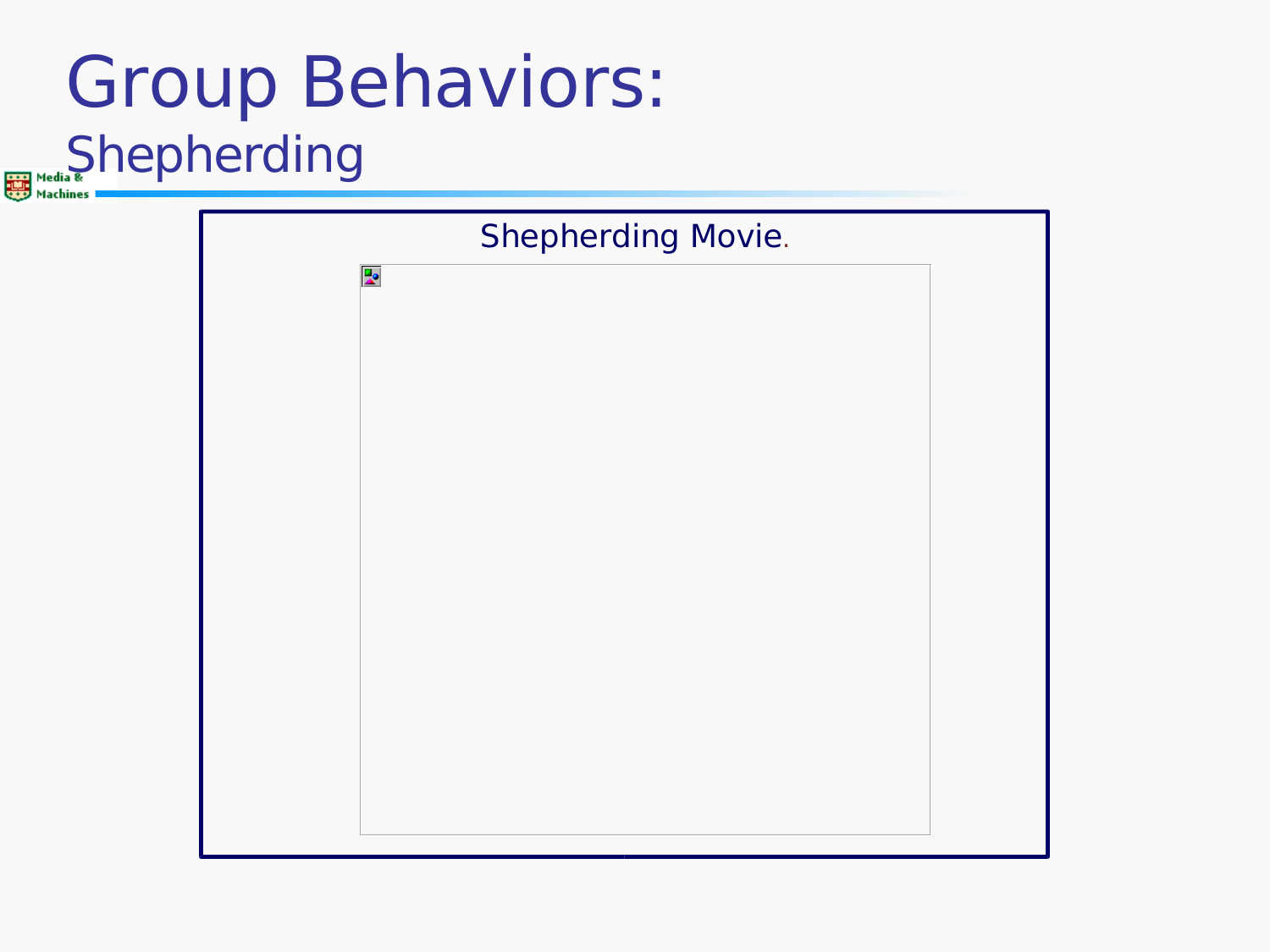# Group Behaviors:
## Shepherding

Shepherding Movie.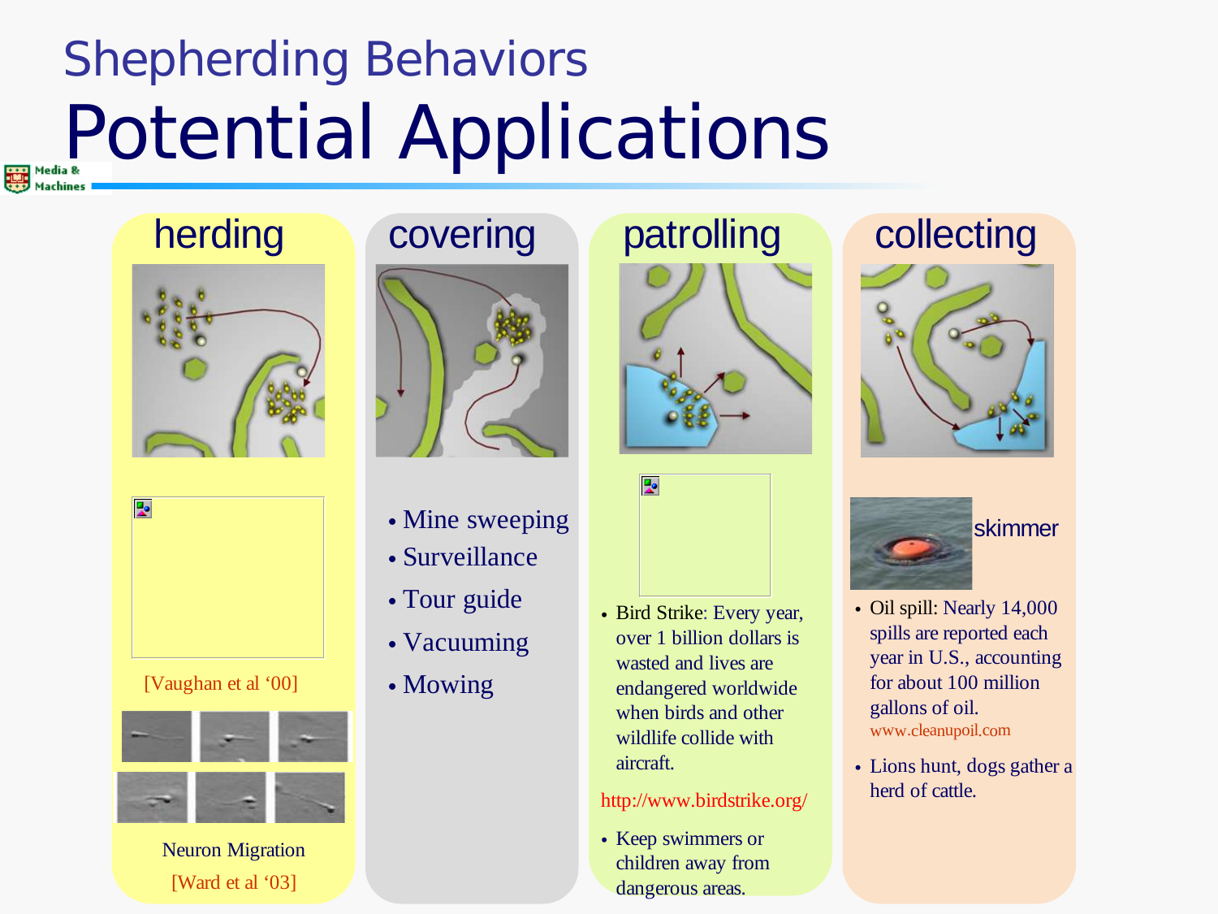# Shepherding Behaviors
## Potential Applications

### herding

[Vaughan et al '00]

Neuron Migration

[Ward et al '03]

### covering

- Mine sweeping
- Surveillance
- Tour guide
- Vacuuming
- Mowing

### patrolling

- Bird Strike: Every year, over 1 billion dollars is wasted and lives are endangered worldwide when birds and other wildlife collide with aircraft.

http://www.birdstrike.org/

- Keep swimmers or children away from dangerous areas.

### collecting

skimmer

- Oil spill: Nearly 14,000 spills are reported each year in U.S., accounting for about 100 million gallons of oil. www.cleanupoil.com
- Lions hunt, dogs gather a herd of cattle.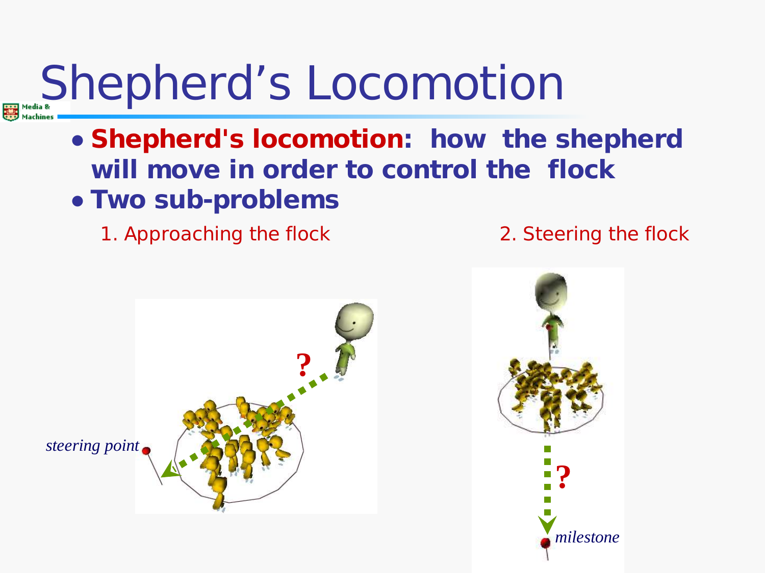# Shepherd’s Locomotion

- **Shepherd's locomotion: how the shepherd will move in order to control the flock**
- **Two sub-problems**

1. Approaching the flock
2. Steering the flock

*steering point*

*milestone*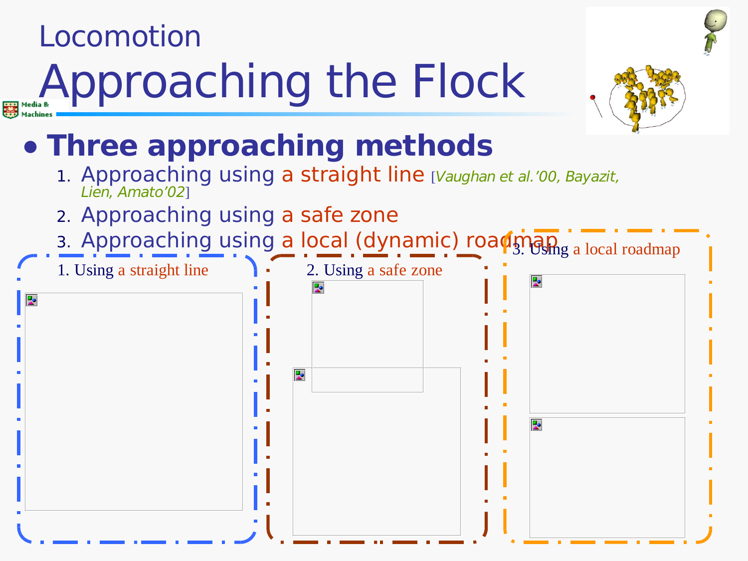Locomotion

# Approaching the Flock

- **Three approaching methods**
  1. Approaching using a straight line [*Vaughan et al.'00, Bayazit, Lien, Amato'02*]
  2. Approaching using a safe zone
  3. Approaching using a local (dynamic) roadmap

1. Using a straight line

2. Using a safe zone

3. Using a local roadmap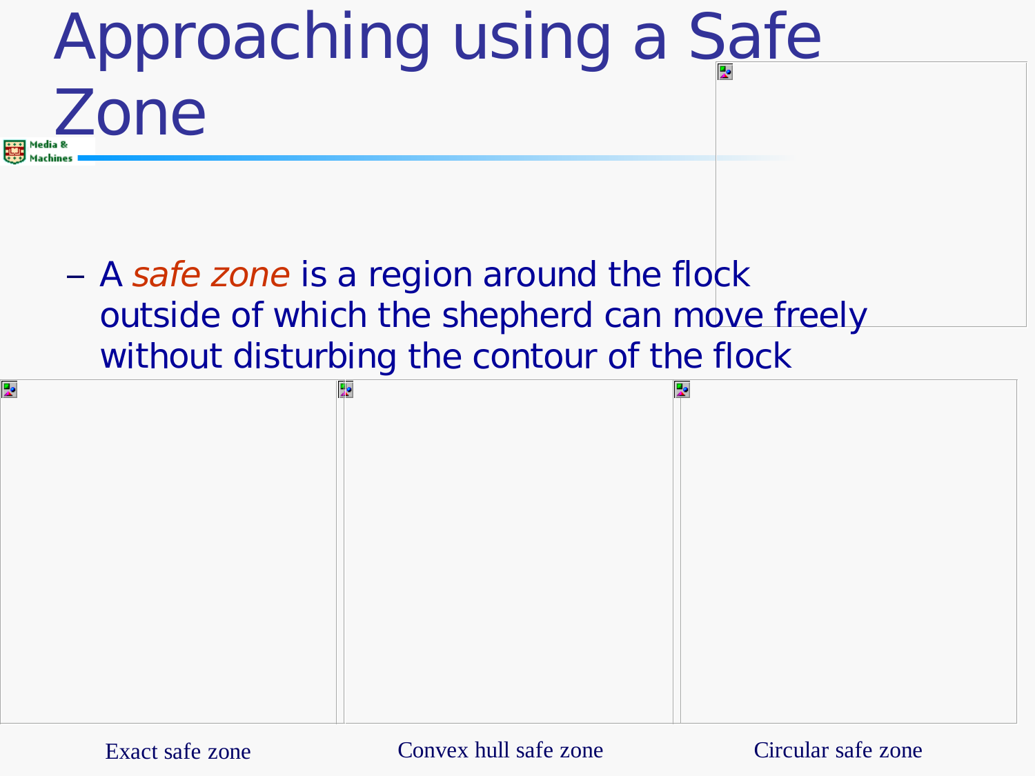# Approaching using a Safe Zone

- A *safe zone* is a region around the flock outside of which the shepherd can move freely without disturbing the contour of the flock

Exact safe zone

Convex hull safe zone

Circular safe zone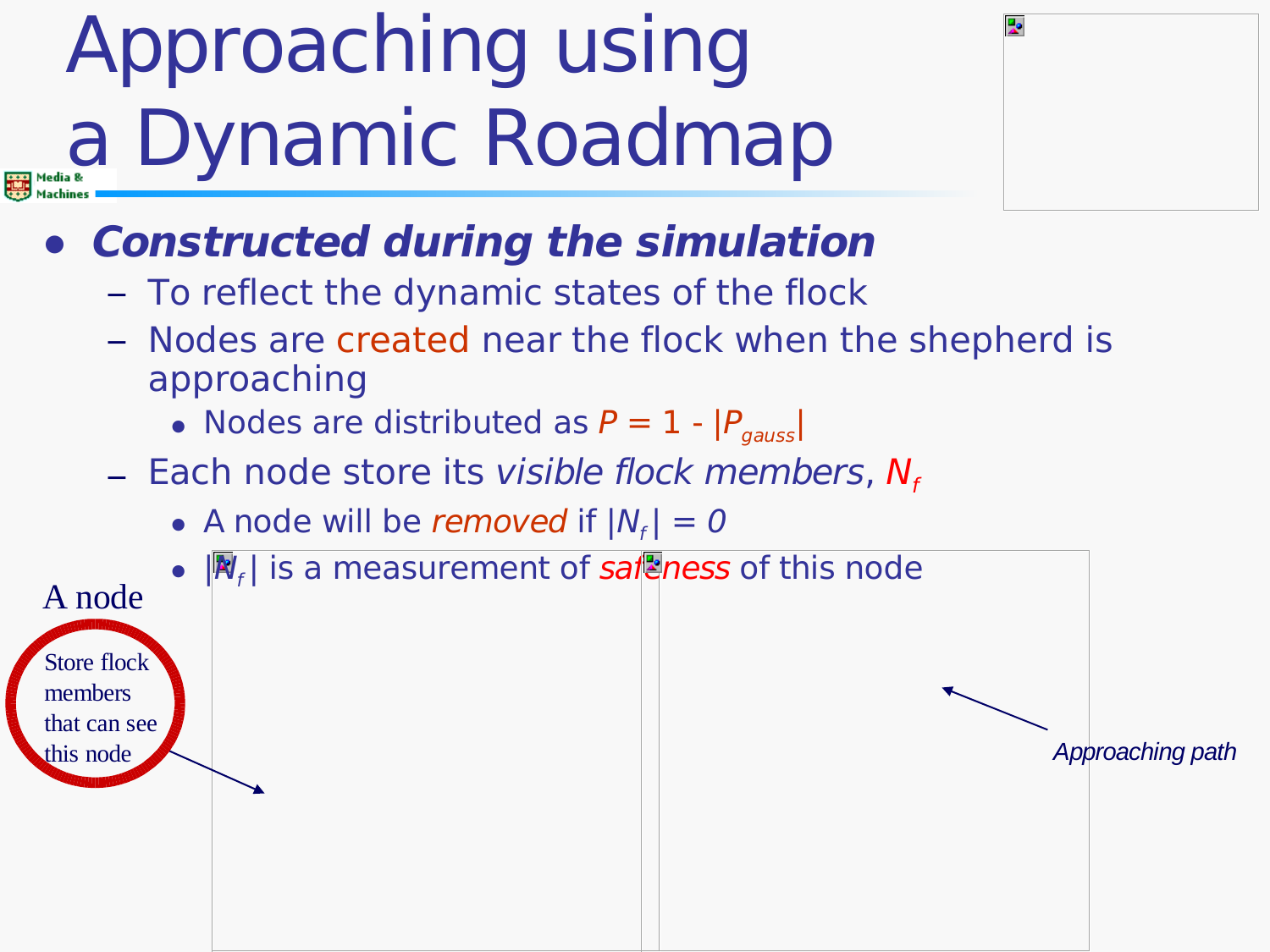# Approaching using a Dynamic Roadmap

- ***Constructed during the simulation***
  - To reflect the dynamic states of the flock
  - Nodes are created near the flock when the shepherd is approaching
    - Nodes are distributed as $P = 1 - |P_{gauss}|$
  - Each node store its *visible flock members*, $N_f$
    - A node will be *removed* if $|N_f| = 0$
    - $|N_f|$ is a measurement of *safeness* of this node

A node

Store flock members that can see this node

*Approaching path*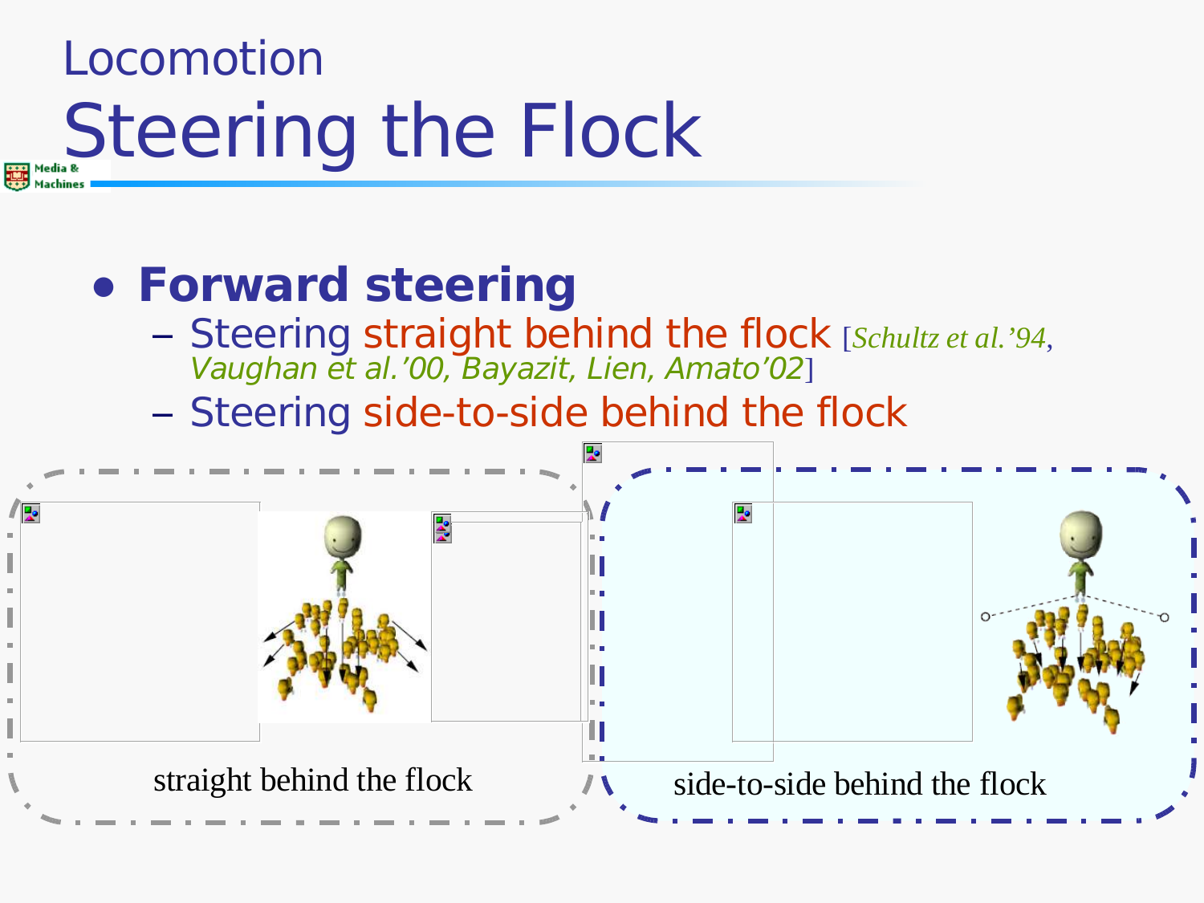Locomotion

# Steering the Flock

- **Forward steering**
  - Steering straight behind the flock [*Schultz et al.'94, Vaughan et al.'00, Bayazit, Lien, Amato'02*]
  - Steering side-to-side behind the flock

straight behind the flock

side-to-side behind the flock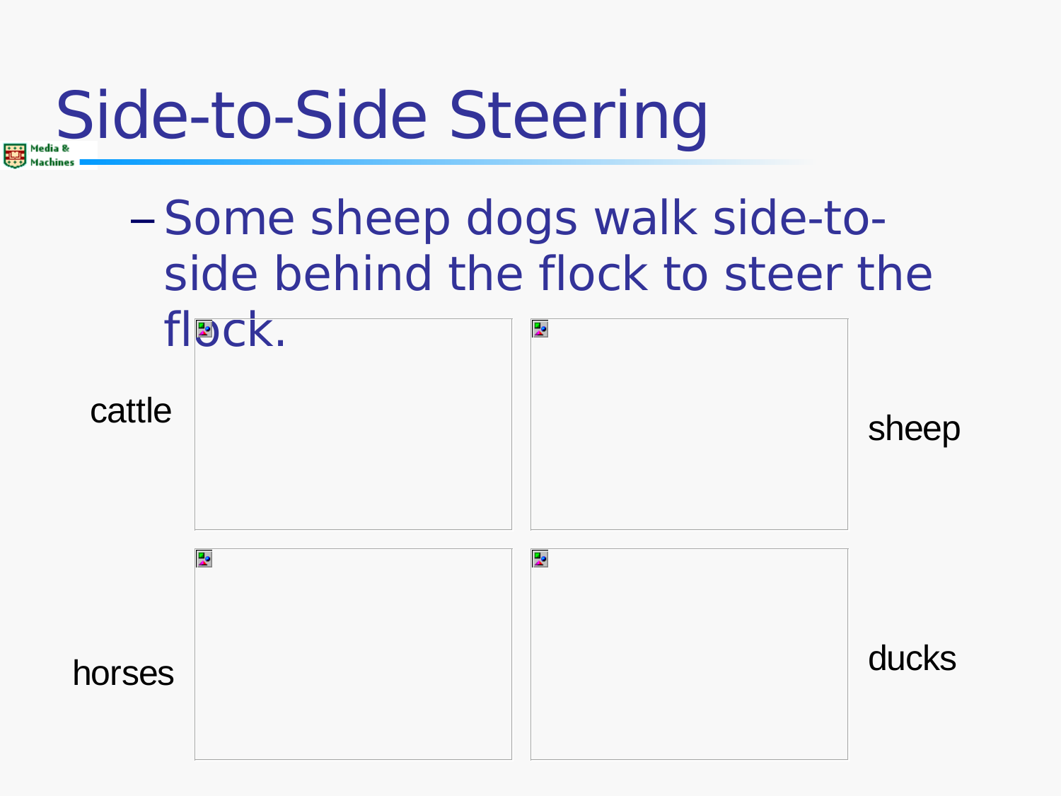# Side-to-Side Steering

- Some sheep dogs walk side-to-side behind the flock to steer the flock.

cattle

sheep

horses

ducks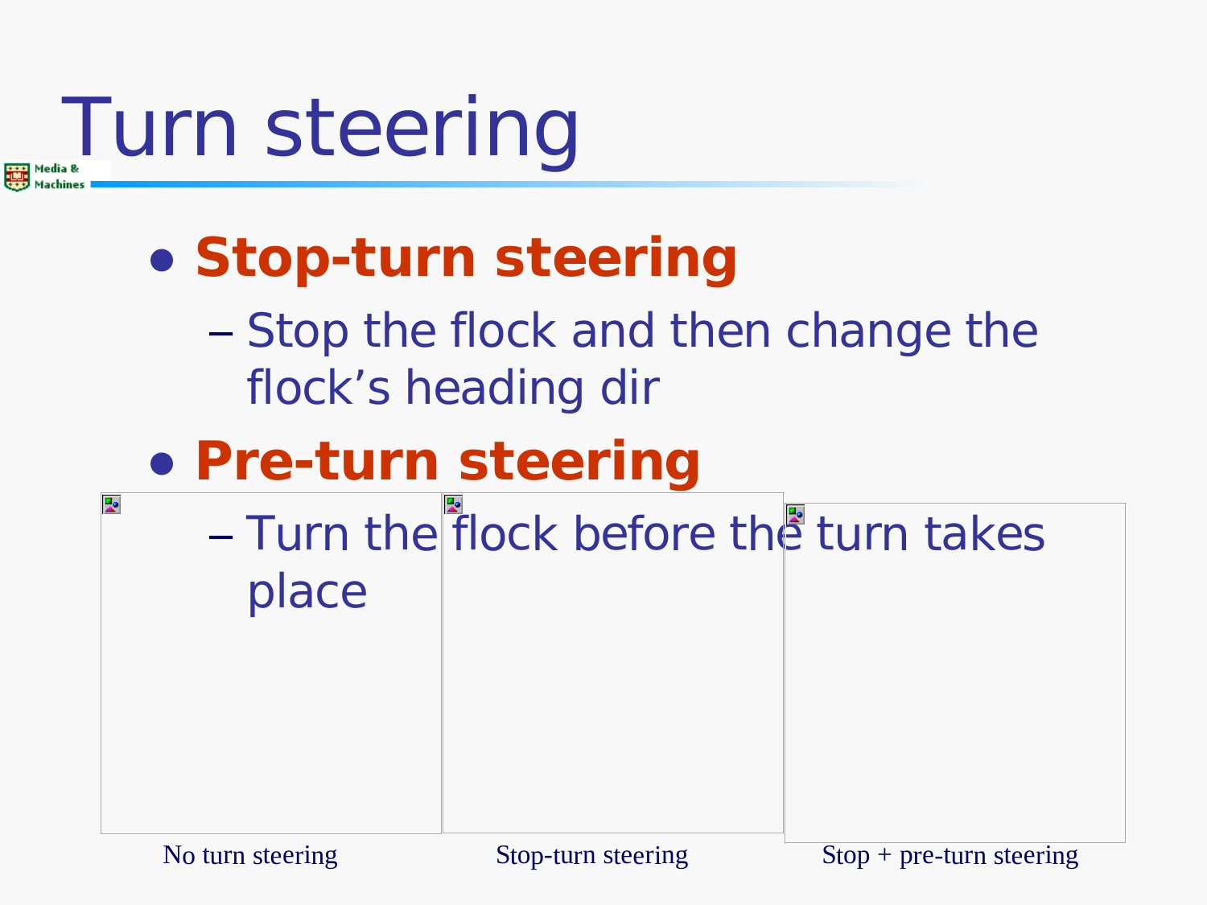# Turn steering

- **Stop-turn steering**
  - Stop the flock and then change the flock's heading dir
- **Pre-turn steering**
  - Turn the flock before the turn takes place

No turn steering

Stop-turn steering

Stop + pre-turn steering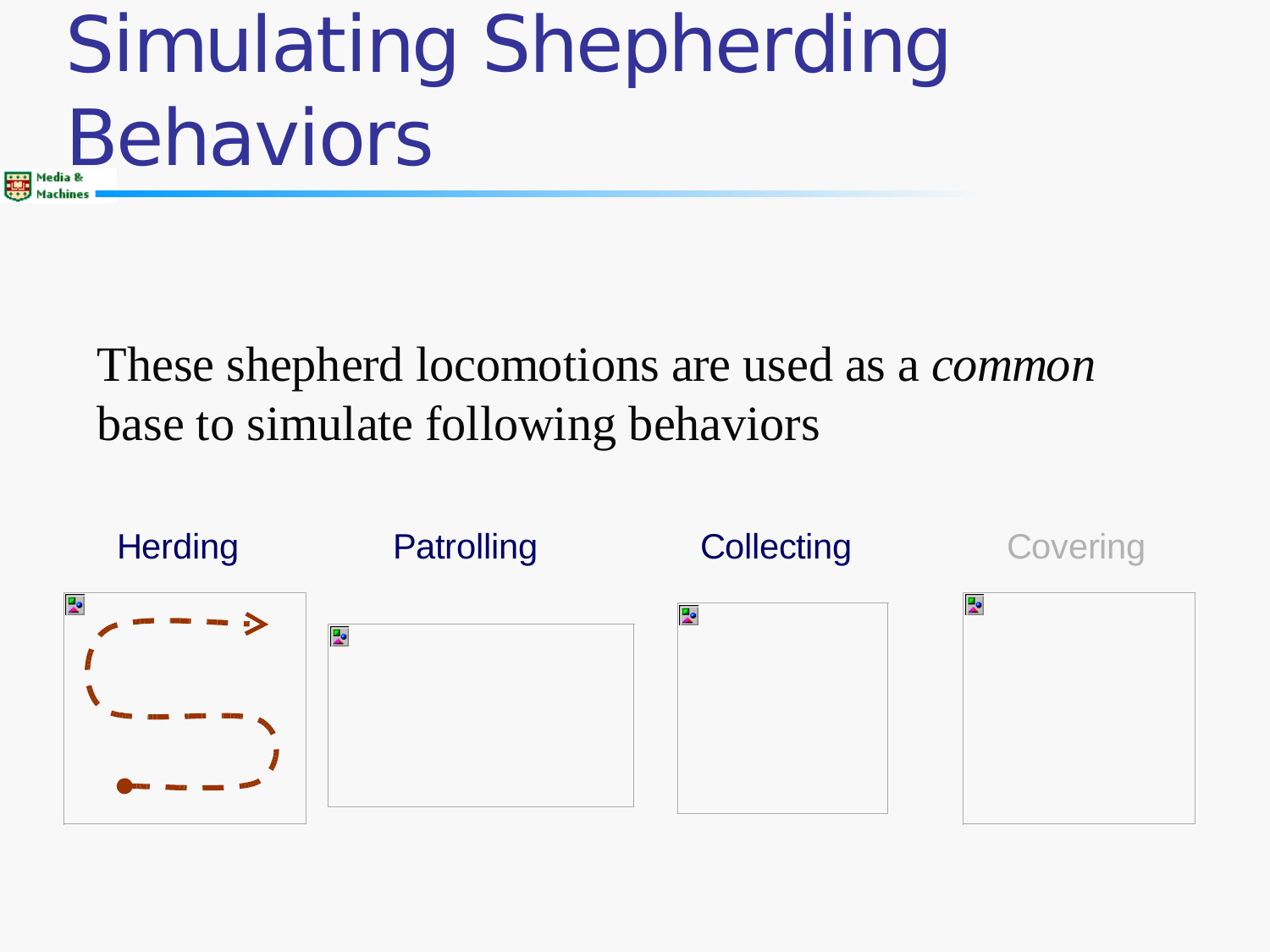# Simulating Shepherding Behaviors

These shepherd locomotions are used as a *common* base to simulate following behaviors

Herding

Patrolling

Collecting

Covering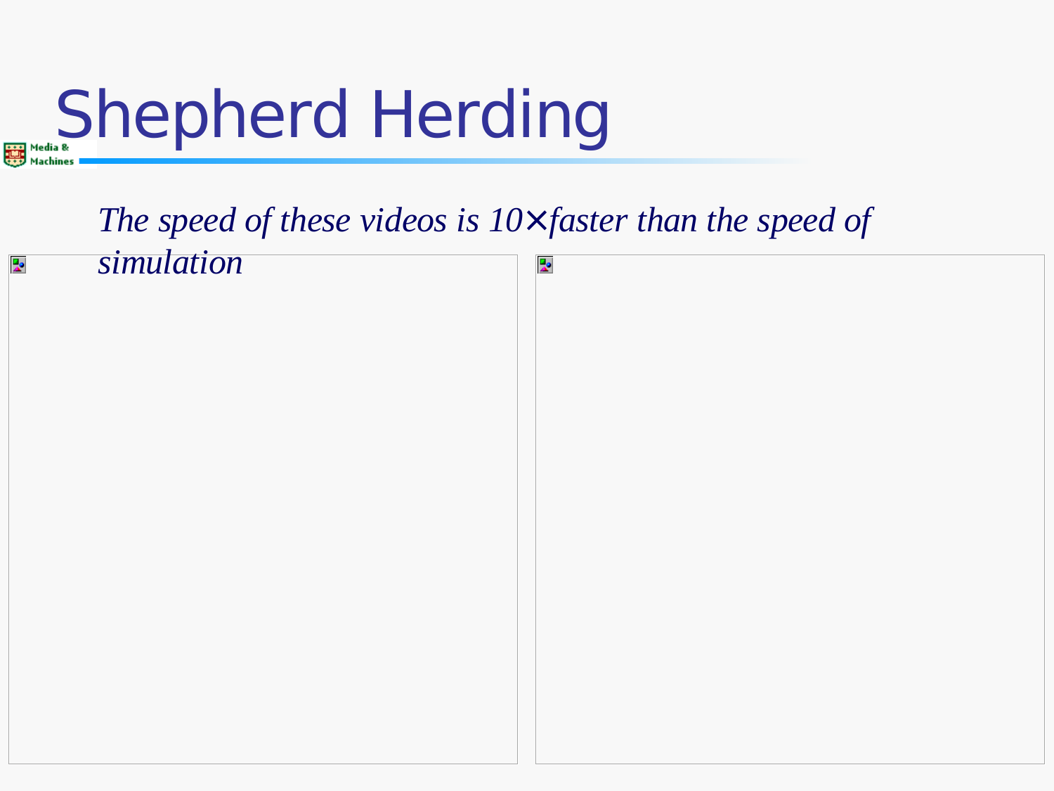# Shepherd Herding

*The speed of these videos is 10×faster than the speed of simulation*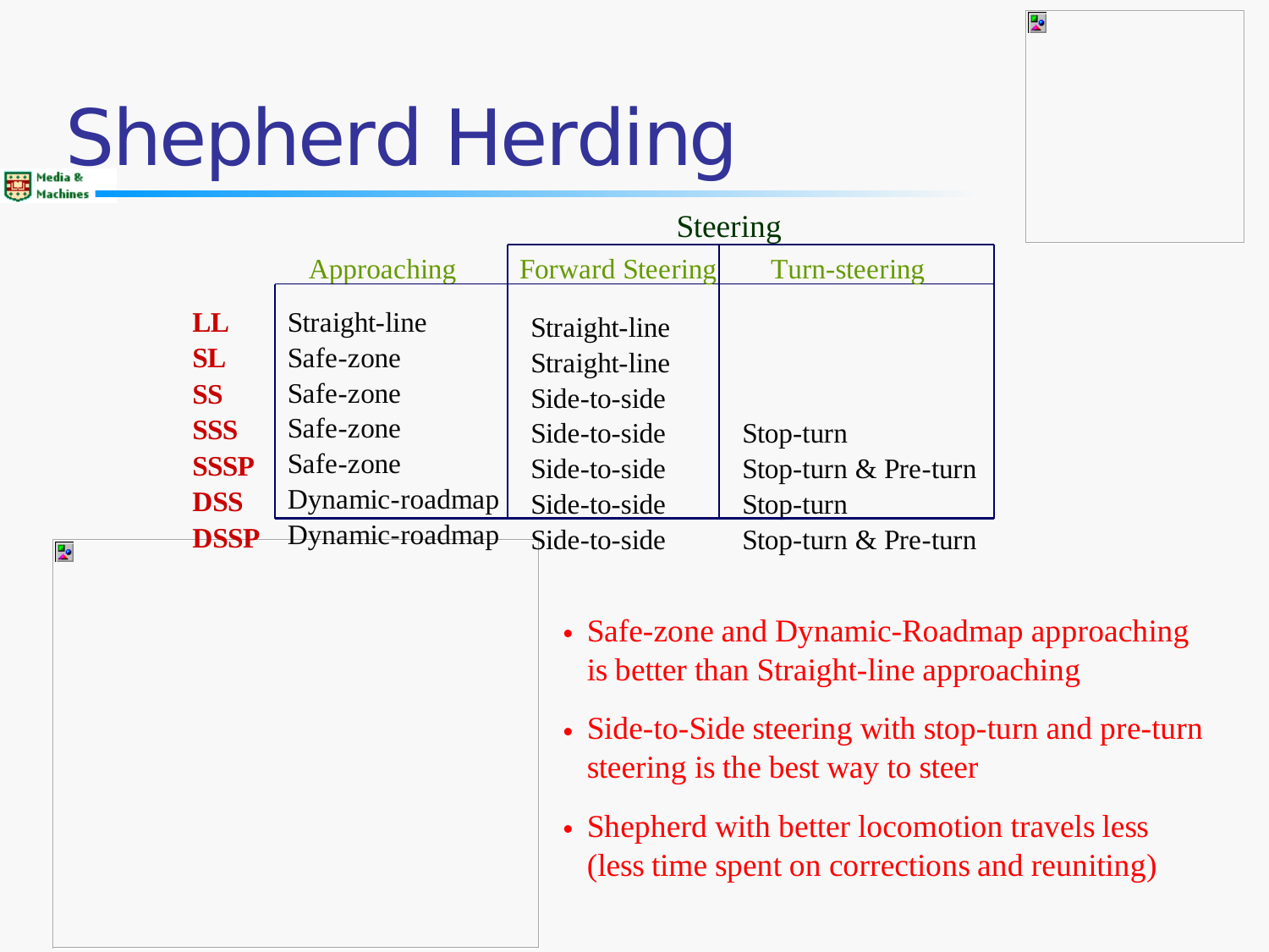# Shepherd Herding

| | Approaching | Steering: Forward Steering | Steering: Turn-steering |
|---|---|---|---|
| **LL** | Straight-line | Straight-line | |
| **SL** | Safe-zone | Straight-line | |
| **SS** | Safe-zone | Side-to-side | |
| **SSS** | Safe-zone | Side-to-side | Stop-turn |
| **SSSP** | Safe-zone | Side-to-side | Stop-turn & Pre-turn |
| **DSS** | Dynamic-roadmap | Side-to-side | Stop-turn |
| **DSSP** | Dynamic-roadmap | Side-to-side | Stop-turn & Pre-turn |

- Safe-zone and Dynamic-Roadmap approaching is better than Straight-line approaching
- Side-to-Side steering with stop-turn and pre-turn steering is the best way to steer
- Shepherd with better locomotion travels less (less time spent on corrections and reuniting)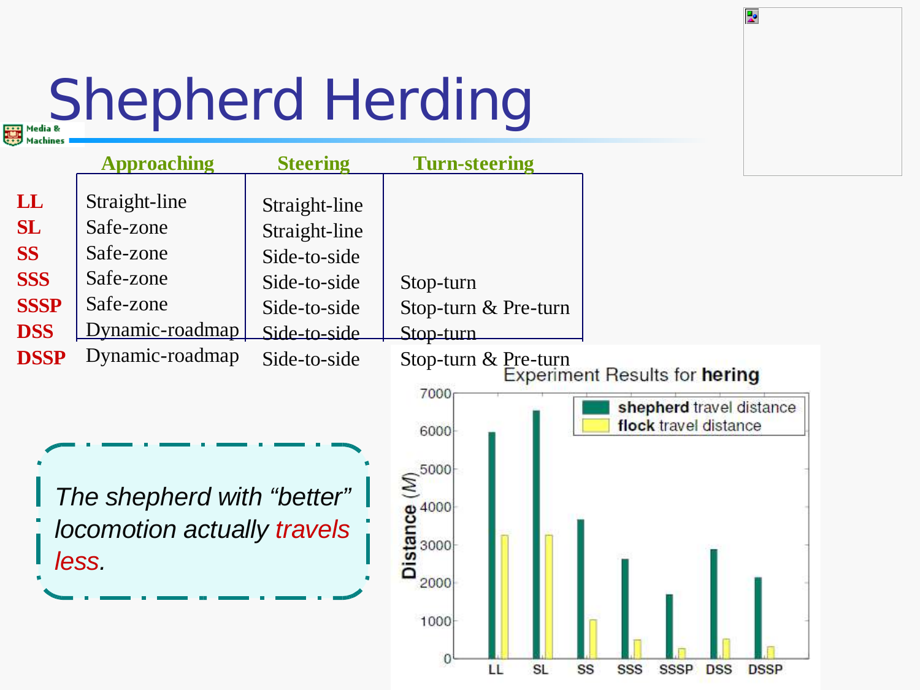# Shepherd Herding

| | Approaching | Steering | Turn-steering |
|---|---|---|---|
| **LL** | Straight-line | Straight-line | |
| **SL** | Safe-zone | Straight-line | |
| **SS** | Safe-zone | Side-to-side | |
| **SSS** | Safe-zone | Side-to-side | Stop-turn |
| **SSSP** | Safe-zone | Side-to-side | Stop-turn & Pre-turn |
| **DSS** | Dynamic-roadmap | Side-to-side | Stop-turn |
| **DSSP** | Dynamic-roadmap | Side-to-side | Stop-turn & Pre-turn |

*The shepherd with "better" locomotion actually travels less.*

Experiment Results for **hering**

Distance (M)

7000
6000
5000
4000
3000
2000
1000
0

LL SL SS SSS SSSP DSS DSSP

**shepherd** travel distance
**flock** travel distance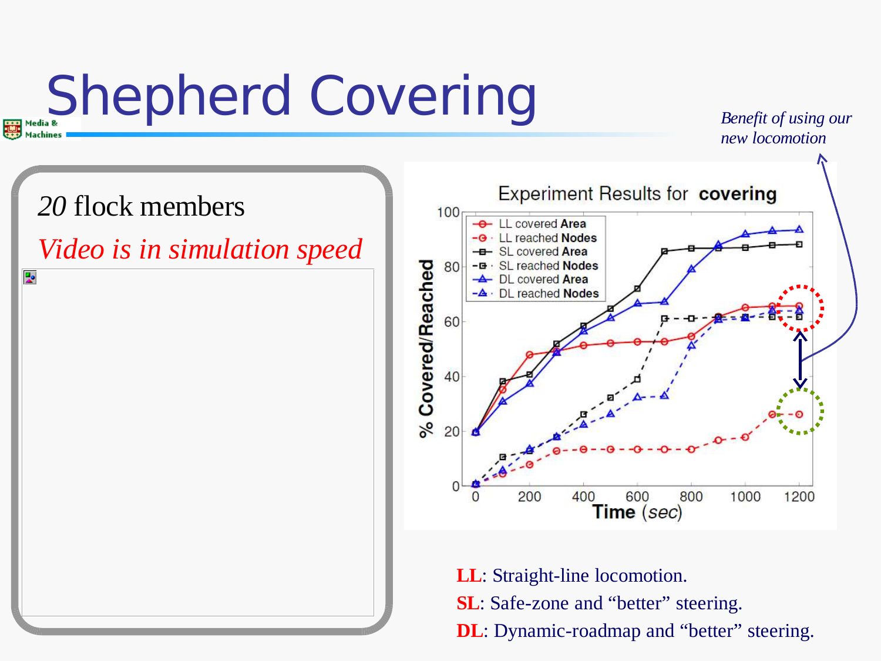# Shepherd Covering

*20* flock members

*Video is in simulation speed*

*Benefit of using our new locomotion*

Experiment Results for **covering**

100
80
60
40
20
0

% Covered/Reached

0 200 400 600 800 1000 1200

Time (*sec*)

LL covered **Area**
LL reached **Nodes**
SL covered **Area**
SL reached **Nodes**
DL covered **Area**
DL reached **Nodes**

**LL**: Straight-line locomotion.

**SL**: Safe-zone and “better” steering.

**DL**: Dynamic-roadmap and “better” steering.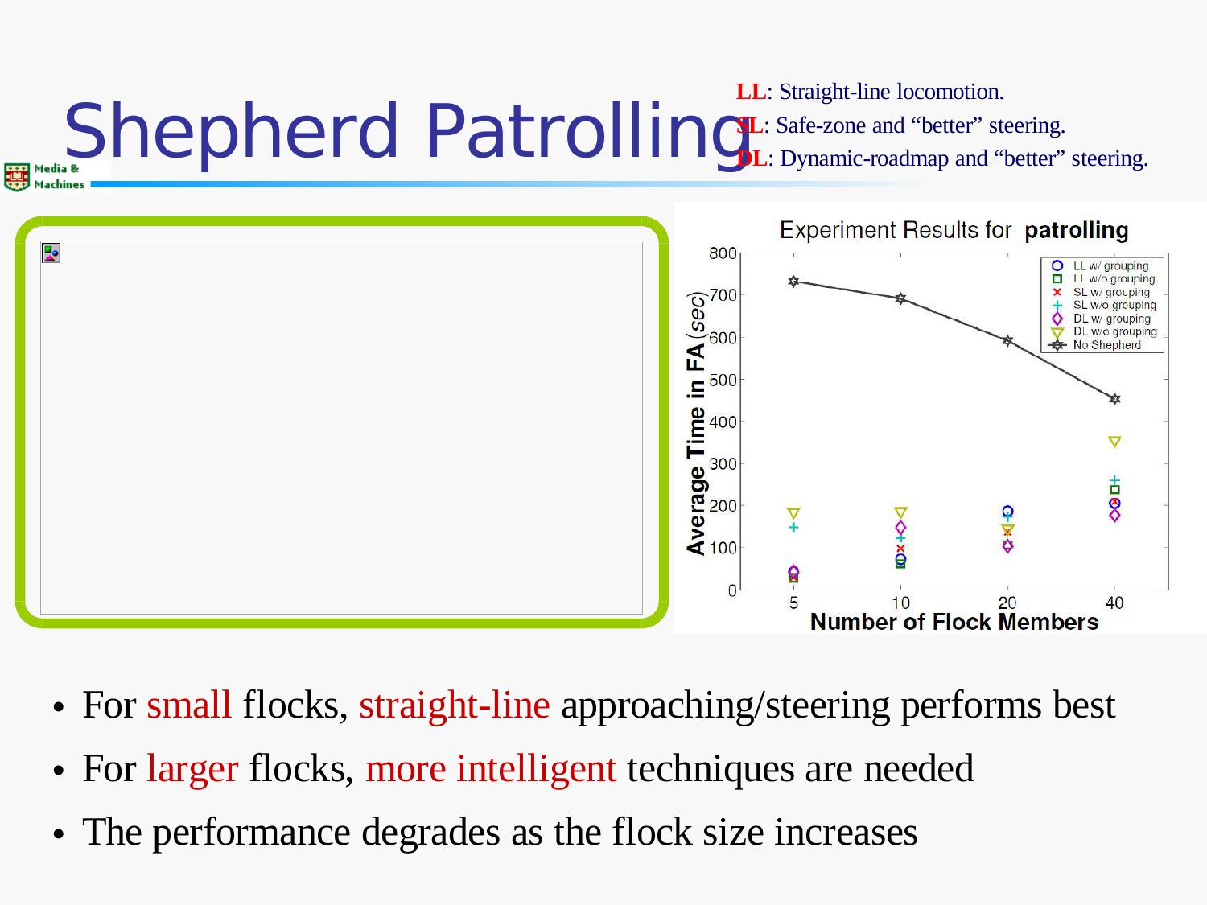# Shepherd Patrolling

**LL**: Straight-line locomotion.
**SL**: Safe-zone and "better" steering.
**DL**: Dynamic-roadmap and "better" steering.

Experiment Results for **patrolling**

Average Time in FA (sec)

800
700
600
500
400
300
200
100
0

5
10
20
40

Number of Flock Members

LL w/ grouping
LL w/o grouping
SL w/ grouping
SL w/o grouping
DL w/ grouping
DL w/o grouping
No Shepherd

- For small flocks, straight-line approaching/steering performs best
- For larger flocks, more intelligent techniques are needed
- The performance degrades as the flock size increases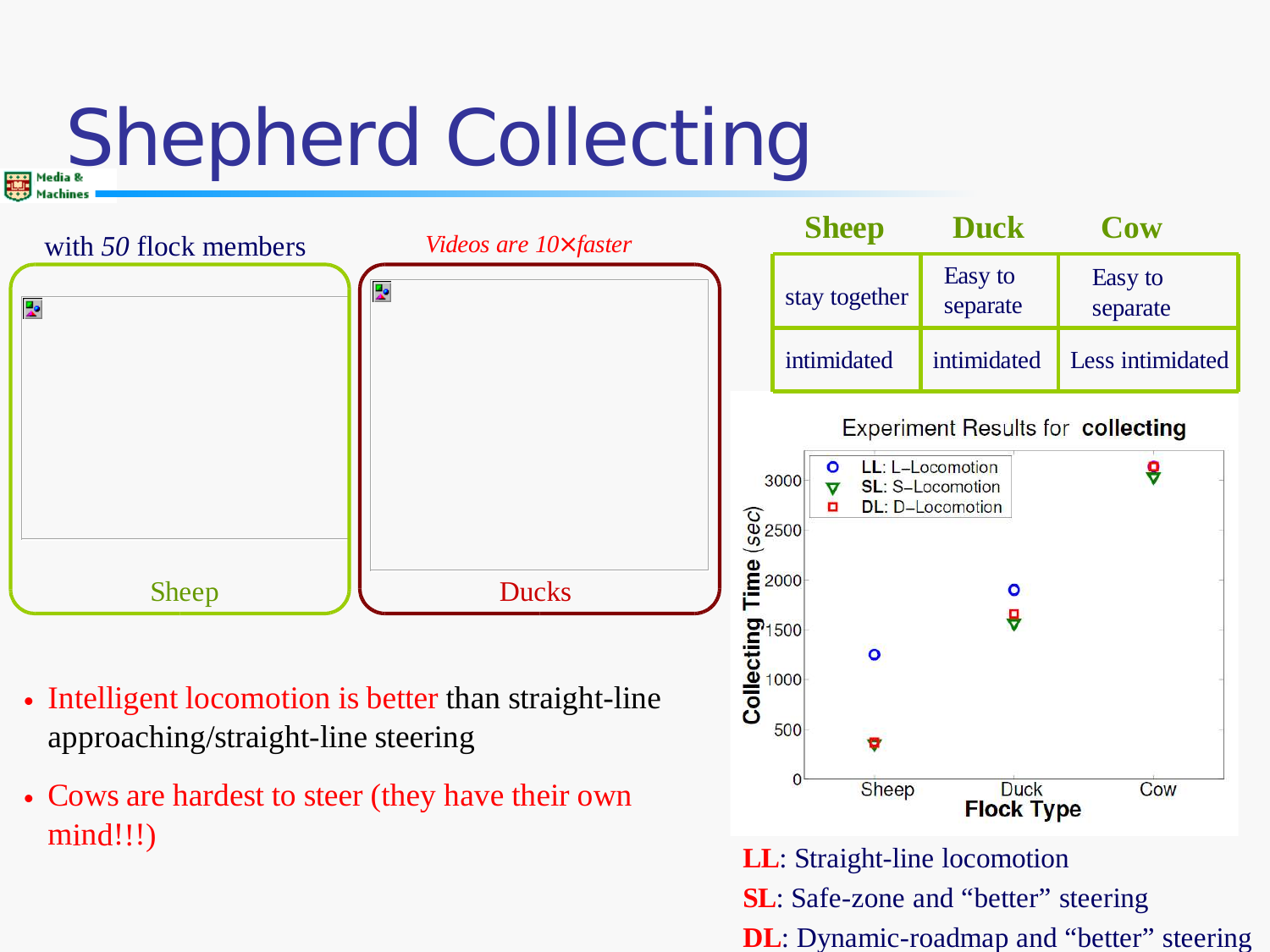# Shepherd Collecting

with *50* flock members

*Videos are 10×faster*

Sheep

Ducks

| Sheep | Duck | Cow |
|---|---|---|
| stay together | Easy to separate | Easy to separate |
| intimidated | intimidated | Less intimidated |

Experiment Results for **collecting**

LL: L–Locomotion
SL: S–Locomotion
DL: D–Locomotion

Collecting Time (*sec*)

3000
2500
2000
1500
1000
500
0

Sheep
Duck
Cow

**Flock Type**

- Intelligent locomotion is better than straight-line approaching/straight-line steering
- Cows are hardest to steer (they have their own mind!!!)

**LL**: Straight-line locomotion

**SL**: Safe-zone and "better" steering

**DL**: Dynamic-roadmap and "better" steering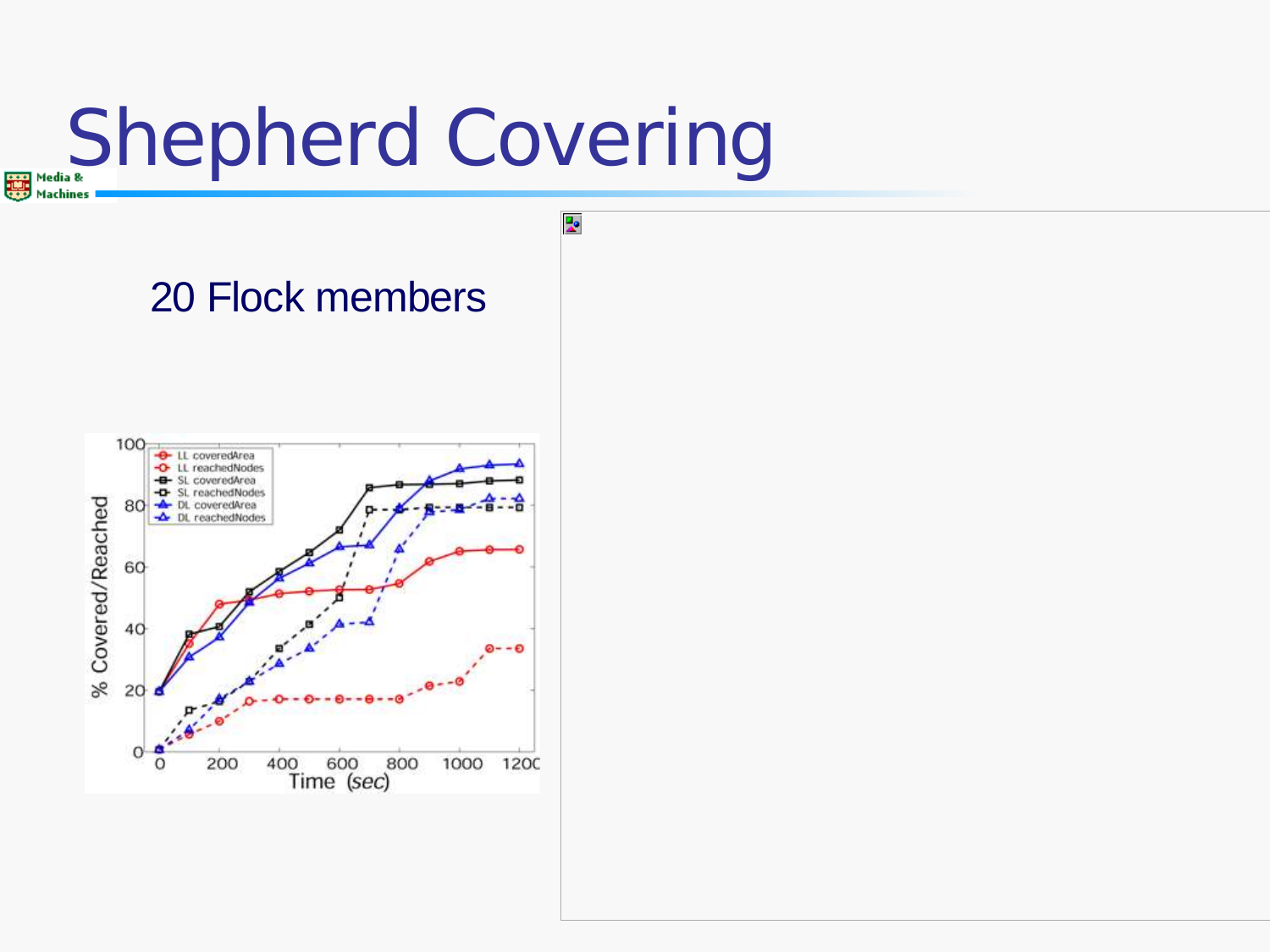# Shepherd Covering

20 Flock members

100
80
60
40
20
0
% Covered/Reached
0
200
400
600
800
1000
1200
Time (sec)
LL coveredArea
LL reachedNodes
SL coveredArea
SL reachedNodes
DL coveredArea
DL reachedNodes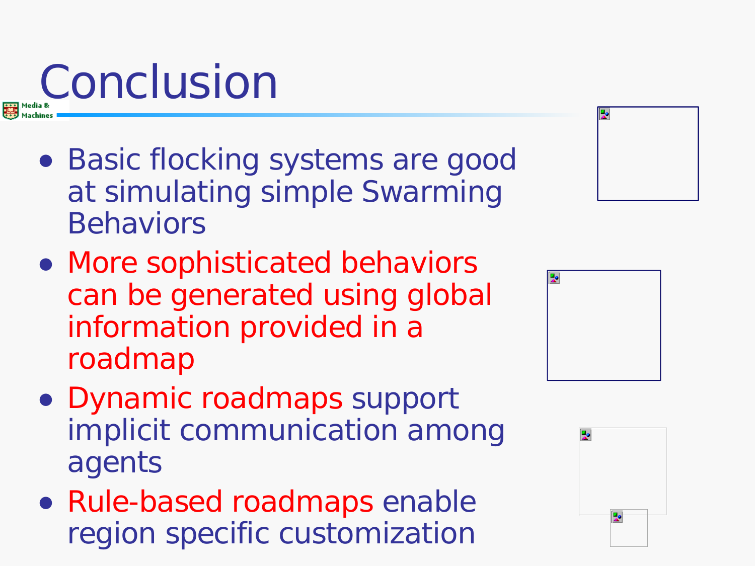# Conclusion

- Basic flocking systems are good at simulating simple Swarming Behaviors
- More sophisticated behaviors can be generated using global information provided in a roadmap
- Dynamic roadmaps support implicit communication among agents
- Rule-based roadmaps enable region specific customization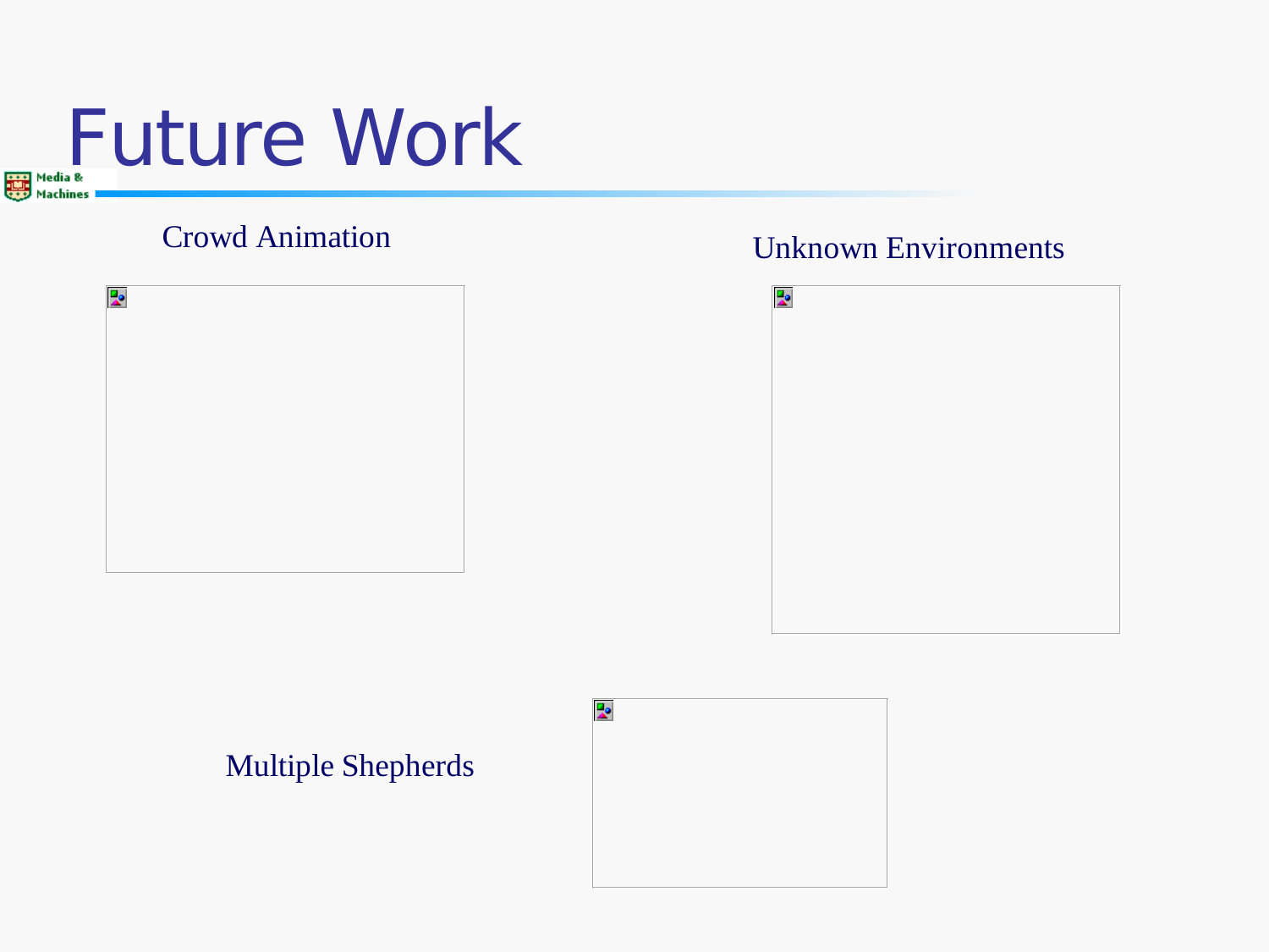# Future Work

Crowd Animation

Unknown Environments

Multiple Shepherds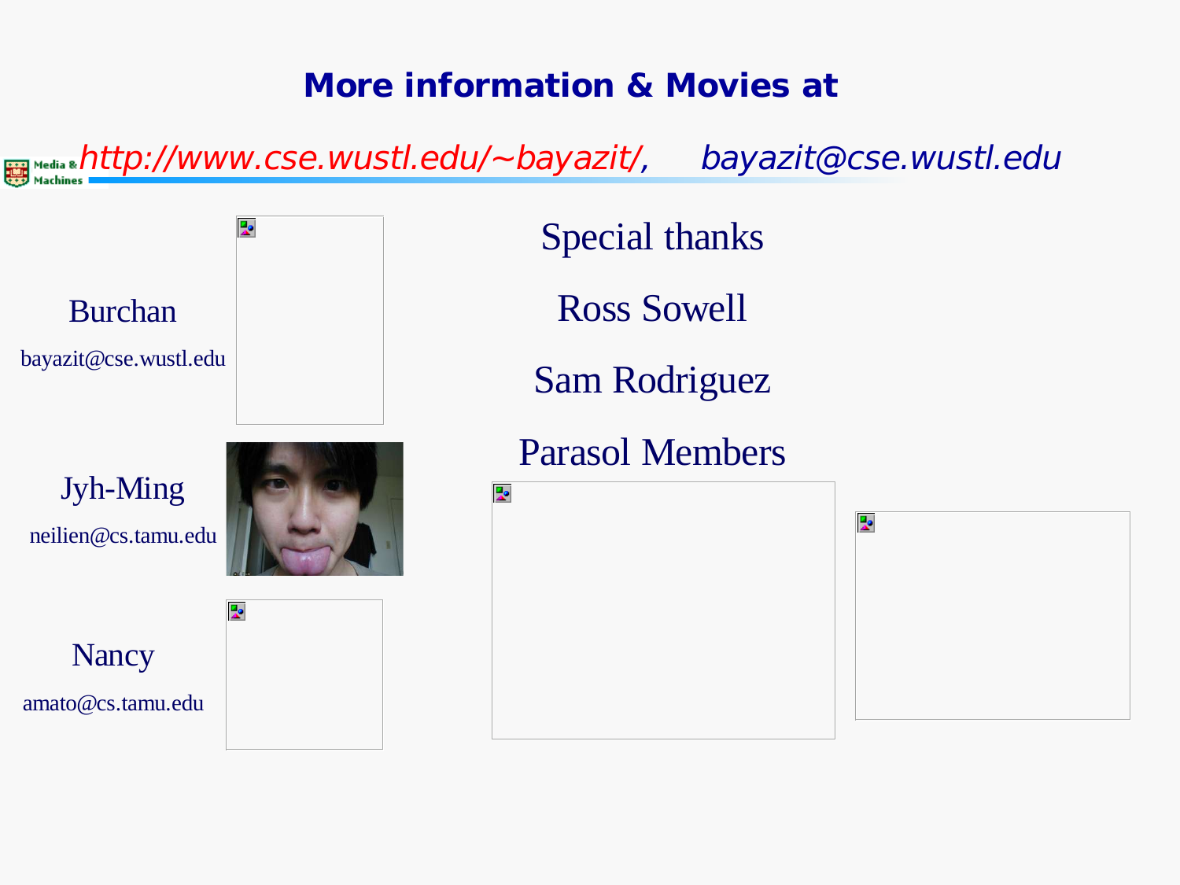# More information & Movies at

*http://www.cse.wustl.edu/~bayazit/*, *bayazit@cse.wustl.edu*

Burchan

bayazit@cse.wustl.edu

Jyh-Ming

neilien@cs.tamu.edu

Nancy

amato@cs.tamu.edu

Special thanks

Ross Sowell

Sam Rodriguez

Parasol Members